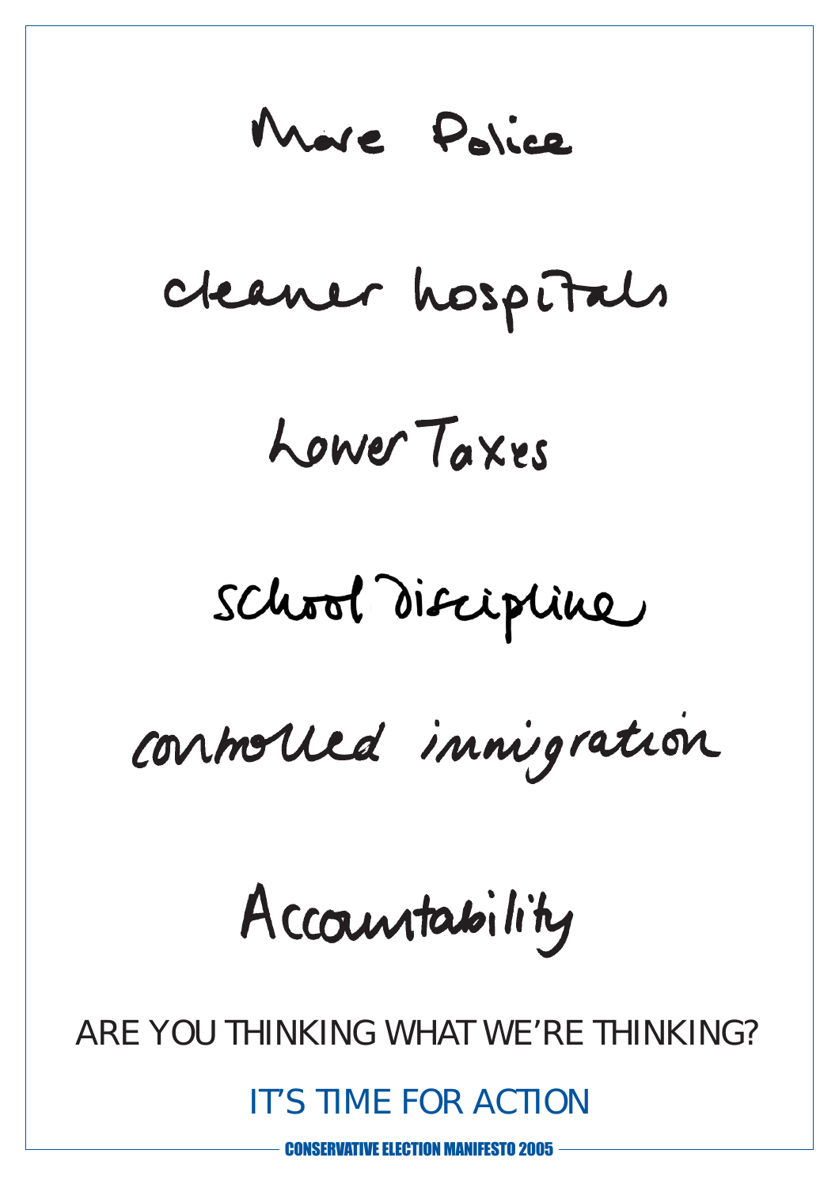More Police

cleaner hospitals

Lower Taxes

school discipline

controlled immigration

Accountability

ARE YOU THINKING WHAT WE'RE THINKING?

IT'S TIME FOR ACTION

**CONSERVATIVE ELECTION MANIFESTO 2005**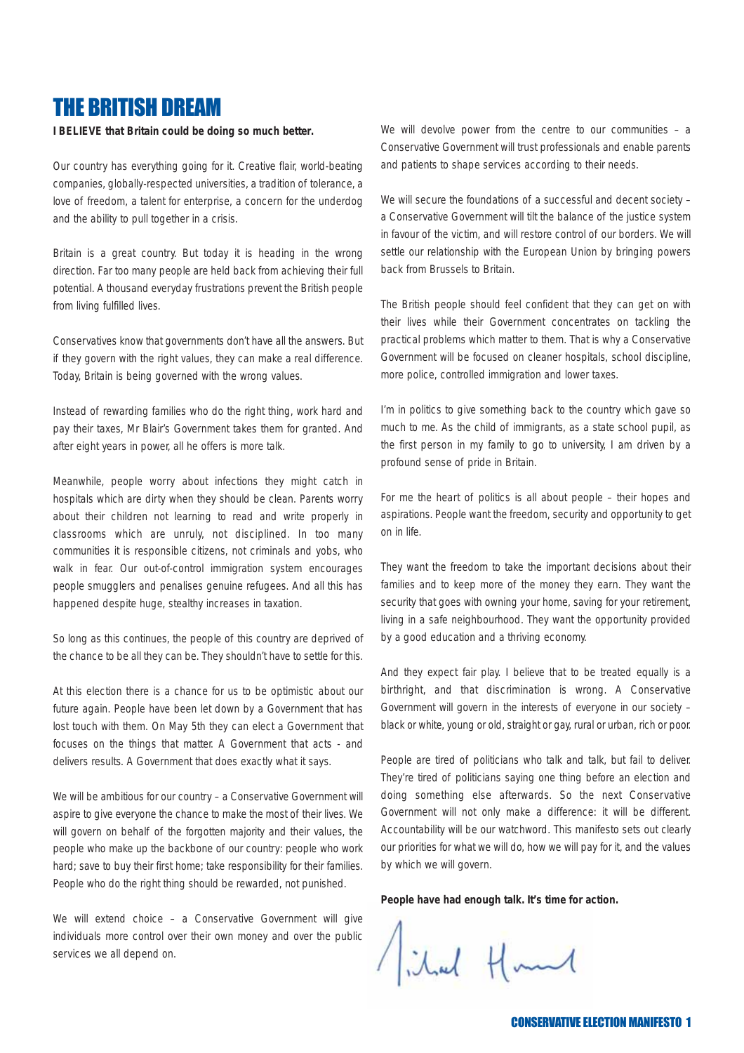# THE BRITISH DREAM

**I BELIEVE that Britain could be doing so much better.**

Our country has everything going for it. Creative flair, world-beating companies, globally-respected universities, a tradition of tolerance, a love of freedom, a talent for enterprise, a concern for the underdog and the ability to pull together in a crisis.

Britain is a great country. But today it is heading in the wrong direction. Far too many people are held back from achieving their full potential. A thousand everyday frustrations prevent the British people from living fulfilled lives.

Conservatives know that governments don't have all the answers. But if they govern with the right values, they can make a real difference. Today, Britain is being governed with the wrong values.

Instead of rewarding families who do the right thing, work hard and pay their taxes, Mr Blair's Government takes them for granted. And after eight years in power, all he offers is more talk.

Meanwhile, people worry about infections they might catch in hospitals which are dirty when they should be clean. Parents worry about their children not learning to read and write properly in classrooms which are unruly, not disciplined. In too many communities it is responsible citizens, not criminals and yobs, who walk in fear. Our out-of-control immigration system encourages people smugglers and penalises genuine refugees. And all this has happened despite huge, stealthy increases in taxation.

So long as this continues, the people of this country are deprived of the chance to be all they can be. They shouldn't have to settle for this.

At this election there is a chance for us to be optimistic about our future again. People have been let down by a Government that has lost touch with them. On May 5th they can elect a Government that focuses on the things that matter. A Government that acts - and delivers results. A Government that does exactly what it says.

We will be ambitious for our country – a Conservative Government will aspire to give everyone the chance to make the most of their lives. We will govern on behalf of the forgotten majority and their values, the people who make up the backbone of our country: people who work hard; save to buy their first home; take responsibility for their families. People who do the right thing should be rewarded, not punished.

We will extend choice – a Conservative Government will give individuals more control over their own money and over the public services we all depend on.

We will devolve power from the centre to our communities – a Conservative Government will trust professionals and enable parents and patients to shape services according to their needs.

We will secure the foundations of a successful and decent society – a Conservative Government will tilt the balance of the justice system in favour of the victim, and will restore control of our borders. We will settle our relationship with the European Union by bringing powers back from Brussels to Britain.

The British people should feel confident that they can get on with their lives while their Government concentrates on tackling the practical problems which matter to them. That is why a Conservative Government will be focused on cleaner hospitals, school discipline, more police, controlled immigration and lower taxes.

I'm in politics to give something back to the country which gave so much to me. As the child of immigrants, as a state school pupil, as the first person in my family to go to university, I am driven by a profound sense of pride in Britain.

For me the heart of politics is all about people – their hopes and aspirations. People want the freedom, security and opportunity to get on in life.

They want the freedom to take the important decisions about their families and to keep more of the money they earn. They want the security that goes with owning your home, saving for your retirement, living in a safe neighbourhood. They want the opportunity provided by a good education and a thriving economy.

And they expect fair play. I believe that to be treated equally is a birthright, and that discrimination is wrong. A Conservative Government will govern in the interests of everyone in our society – black or white, young or old, straight or gay, rural or urban, rich or poor.

People are tired of politicians who talk and talk, but fail to deliver. They're tired of politicians saying one thing before an election and doing something else afterwards. So the next Conservative Government will not only make a difference: it will be different. Accountability will be our watchword. This manifesto sets out clearly our priorities for what we will do, how we will pay for it, and the values by which we will govern.

**People have had enough talk. It's time for action.**

Michael Howard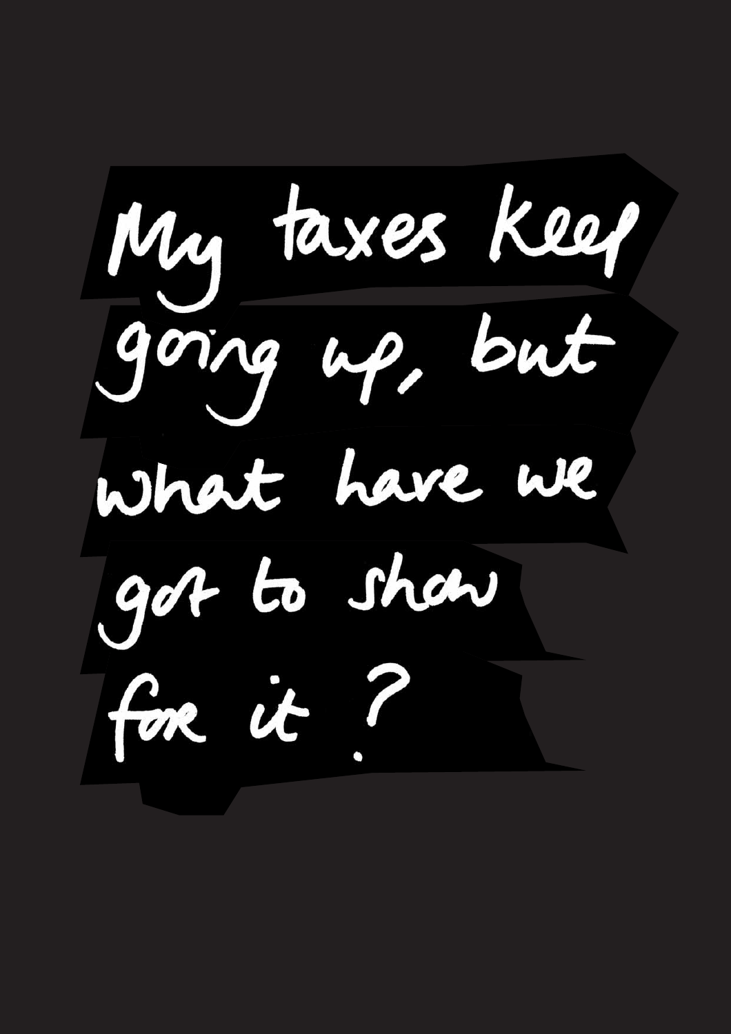My taxes keep going up, but what have we got to show for it?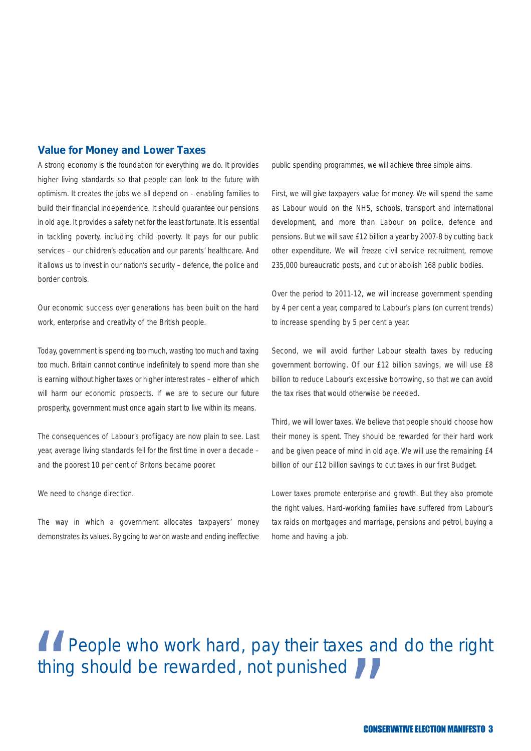## Value for Money and Lower Taxes

A strong economy is the foundation for everything we do. It provides higher living standards so that people can look to the future with optimism. It creates the jobs we all depend on – enabling families to build their financial independence. It should guarantee our pensions in old age. It provides a safety net for the least fortunate. It is essential in tackling poverty, including child poverty. It pays for our public services – our children's education and our parents' healthcare. And it allows us to invest in our nation's security – defence, the police and border controls.

Our economic success over generations has been built on the hard work, enterprise and creativity of the British people.

Today, government is spending too much, wasting too much and taxing too much. Britain cannot continue indefinitely to spend more than she is earning without higher taxes or higher interest rates – either of which will harm our economic prospects. If we are to secure our future prosperity, government must once again start to live within its means.

The consequences of Labour's profligacy are now plain to see. Last year, average living standards fell for the first time in over a decade – and the poorest 10 per cent of Britons became poorer.

We need to change direction.

The way in which a government allocates taxpayers' money demonstrates its values. By going to war on waste and ending ineffective public spending programmes, we will achieve three simple aims.

First, we will give taxpayers value for money. We will spend the same as Labour would on the NHS, schools, transport and international development, and more than Labour on police, defence and pensions. But we will save £12 billion a year by 2007-8 by cutting back other expenditure. We will freeze civil service recruitment, remove 235,000 bureaucratic posts, and cut or abolish 168 public bodies.

Over the period to 2011-12, we will increase government spending by 4 per cent a year, compared to Labour's plans (on current trends) to increase spending by 5 per cent a year.

Second, we will avoid further Labour stealth taxes by reducing government borrowing. Of our £12 billion savings, we will use £8 billion to reduce Labour's excessive borrowing, so that we can avoid the tax rises that would otherwise be needed.

Third, we will lower taxes. We believe that people should choose how their money is spent. They should be rewarded for their hard work and be given peace of mind in old age. We will use the remaining £4 billion of our £12 billion savings to cut taxes in our first Budget.

Lower taxes promote enterprise and growth. But they also promote the right values. Hard-working families have suffered from Labour's tax raids on mortgages and marriage, pensions and petrol, buying a home and having a job.

> "People who work hard, pay their taxes and do the right thing should be rewarded, not punished"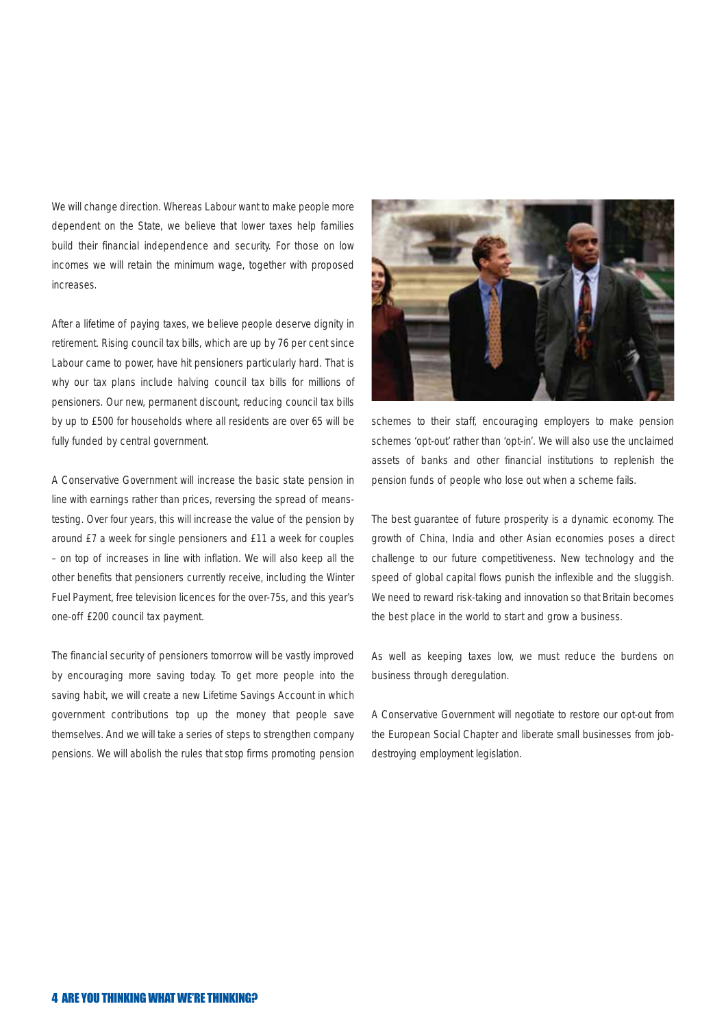We will change direction. Whereas Labour want to make people more dependent on the State, we believe that lower taxes help families build their financial independence and security. For those on low incomes we will retain the minimum wage, together with proposed increases.

After a lifetime of paying taxes, we believe people deserve dignity in retirement. Rising council tax bills, which are up by 76 per cent since Labour came to power, have hit pensioners particularly hard. That is why our tax plans include halving council tax bills for millions of pensioners. Our new, permanent discount, reducing council tax bills by up to £500 for households where all residents are over 65 will be fully funded by central government.

A Conservative Government will increase the basic state pension in line with earnings rather than prices, reversing the spread of means-testing. Over four years, this will increase the value of the pension by around £7 a week for single pensioners and £11 a week for couples – on top of increases in line with inflation. We will also keep all the other benefits that pensioners currently receive, including the Winter Fuel Payment, free television licences for the over-75s, and this year's one-off £200 council tax payment.

The financial security of pensioners tomorrow will be vastly improved by encouraging more saving today. To get more people into the saving habit, we will create a new Lifetime Savings Account in which government contributions top up the money that people save themselves. And we will take a series of steps to strengthen company pensions. We will abolish the rules that stop firms promoting pension schemes to their staff, encouraging employers to make pension schemes 'opt-out' rather than 'opt-in'. We will also use the unclaimed assets of banks and other financial institutions to replenish the pension funds of people who lose out when a scheme fails.

The best guarantee of future prosperity is a dynamic economy. The growth of China, India and other Asian economies poses a direct challenge to our future competitiveness. New technology and the speed of global capital flows punish the inflexible and the sluggish. We need to reward risk-taking and innovation so that Britain becomes the best place in the world to start and grow a business.

As well as keeping taxes low, we must reduce the burdens on business through deregulation.

A Conservative Government will negotiate to restore our opt-out from the European Social Chapter and liberate small businesses from job-destroying employment legislation.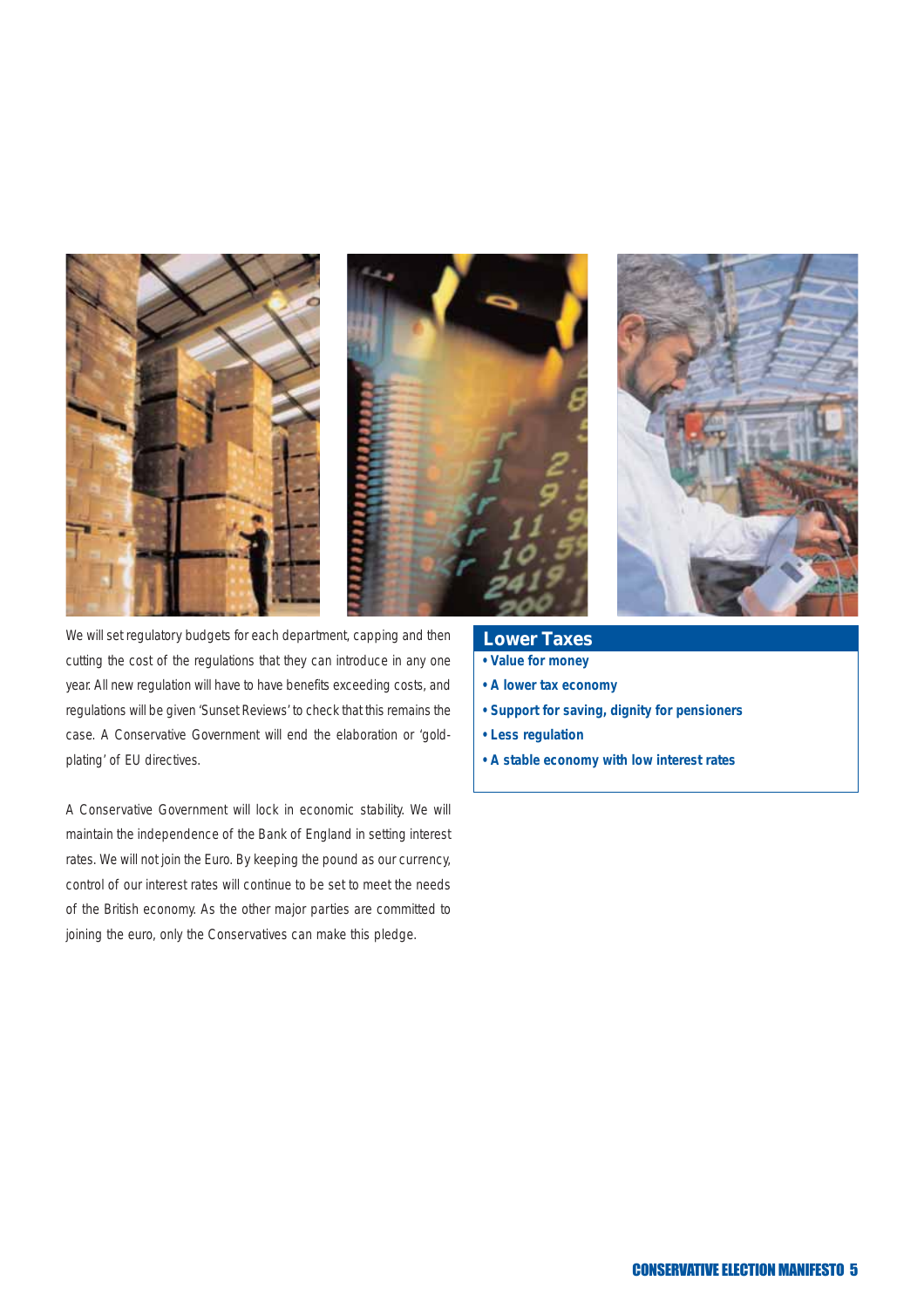We will set regulatory budgets for each department, capping and then cutting the cost of the regulations that they can introduce in any one year. All new regulation will have to have benefits exceeding costs, and regulations will be given 'Sunset Reviews' to check that this remains the case. A Conservative Government will end the elaboration or 'gold-plating' of EU directives.

A Conservative Government will lock in economic stability. We will maintain the independence of the Bank of England in setting interest rates. We will not join the Euro. By keeping the pound as our currency, control of our interest rates will continue to be set to meet the needs of the British economy. As the other major parties are committed to joining the euro, only the Conservatives can make this pledge.

## Lower Taxes

- **Value for money**
- **A lower tax economy**
- **Support for saving, dignity for pensioners**
- **Less regulation**
- **A stable economy with low interest rates**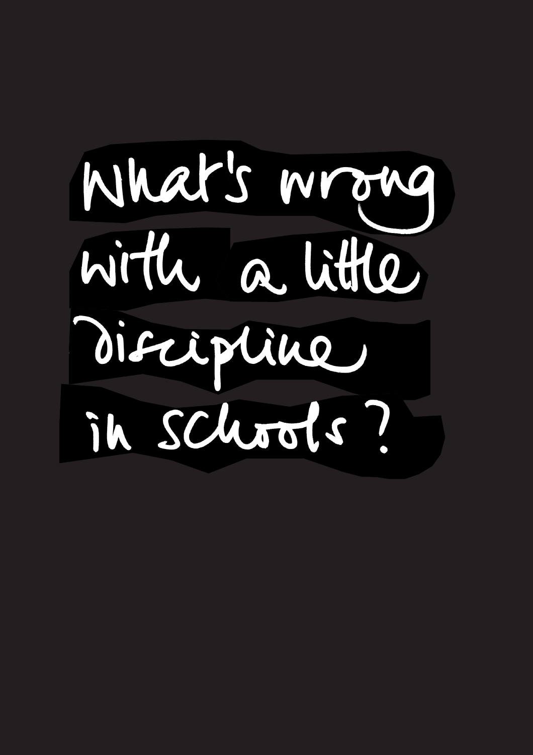What's wrong with a little discipline in schools?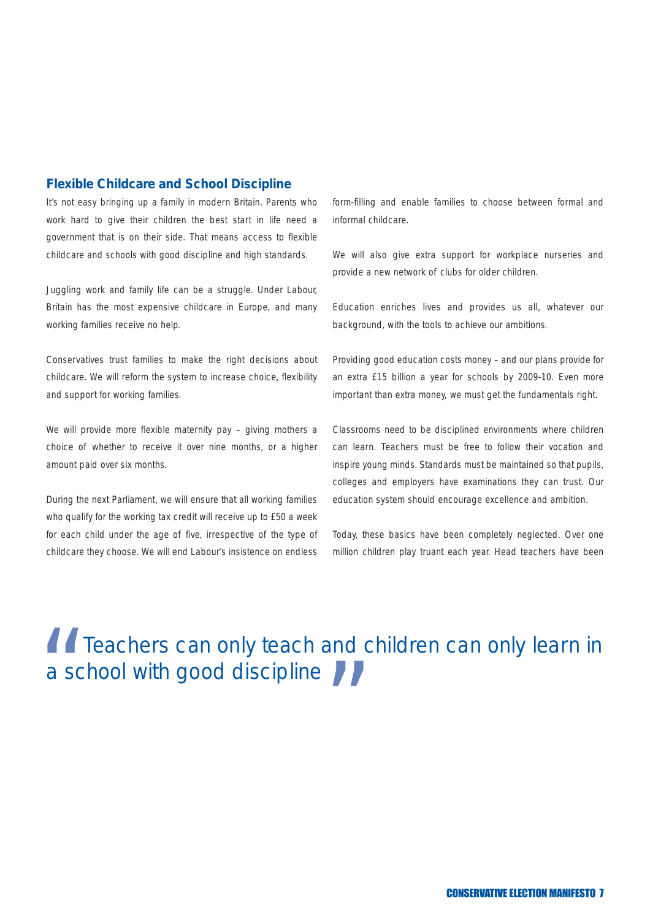## Flexible Childcare and School Discipline

It's not easy bringing up a family in modern Britain. Parents who work hard to give their children the best start in life need a government that is on their side. That means access to flexible childcare and schools with good discipline and high standards.

Juggling work and family life can be a struggle. Under Labour, Britain has the most expensive childcare in Europe, and many working families receive no help.

Conservatives trust families to make the right decisions about childcare. We will reform the system to increase choice, flexibility and support for working families.

We will provide more flexible maternity pay – giving mothers a choice of whether to receive it over nine months, or a higher amount paid over six months.

During the next Parliament, we will ensure that all working families who qualify for the working tax credit will receive up to £50 a week for each child under the age of five, irrespective of the type of childcare they choose. We will end Labour's insistence on endless form-filling and enable families to choose between formal and informal childcare.

We will also give extra support for workplace nurseries and provide a new network of clubs for older children.

Education enriches lives and provides us all, whatever our background, with the tools to achieve our ambitions.

Providing good education costs money – and our plans provide for an extra £15 billion a year for schools by 2009-10. Even more important than extra money, we must get the fundamentals right.

Classrooms need to be disciplined environments where children can learn. Teachers must be free to follow their vocation and inspire young minds. Standards must be maintained so that pupils, colleges and employers have examinations they can trust. Our education system should encourage excellence and ambition.

Today, these basics have been completely neglected. Over one million children play truant each year. Head teachers have been

> "Teachers can only teach and children can only learn in a school with good discipline"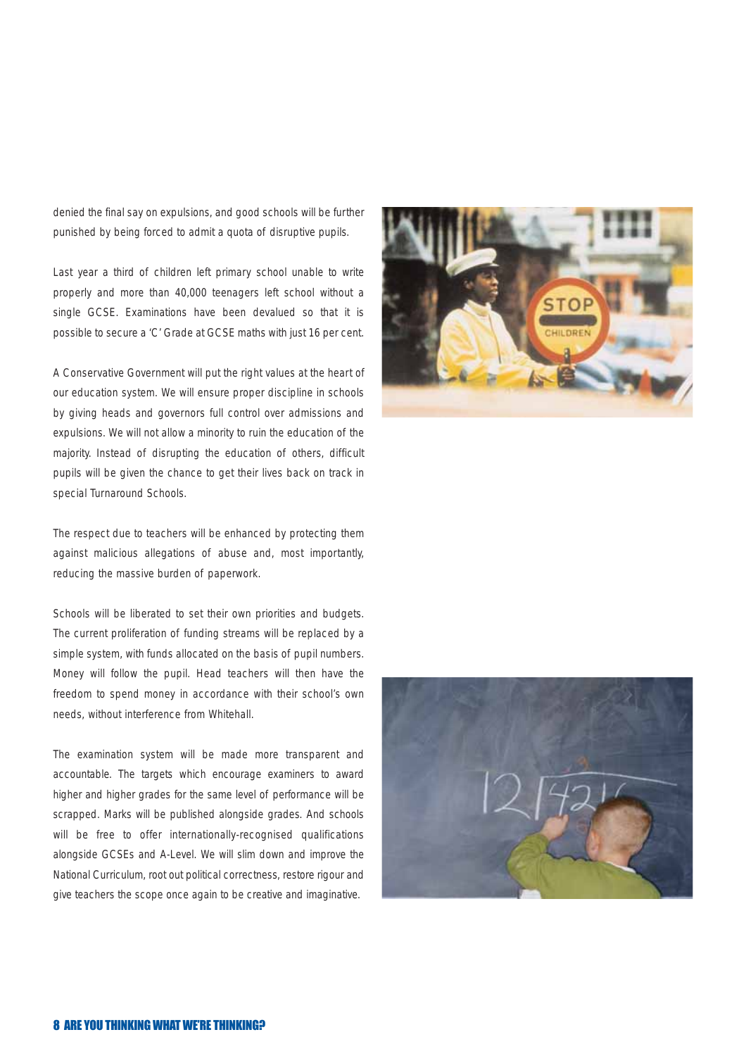denied the final say on expulsions, and good schools will be further punished by being forced to admit a quota of disruptive pupils.

Last year a third of children left primary school unable to write properly and more than 40,000 teenagers left school without a single GCSE. Examinations have been devalued so that it is possible to secure a 'C' Grade at GCSE maths with just 16 per cent.

A Conservative Government will put the right values at the heart of our education system. We will ensure proper discipline in schools by giving heads and governors full control over admissions and expulsions. We will not allow a minority to ruin the education of the majority. Instead of disrupting the education of others, difficult pupils will be given the chance to get their lives back on track in special Turnaround Schools.

The respect due to teachers will be enhanced by protecting them against malicious allegations of abuse and, most importantly, reducing the massive burden of paperwork.

Schools will be liberated to set their own priorities and budgets. The current proliferation of funding streams will be replaced by a simple system, with funds allocated on the basis of pupil numbers. Money will follow the pupil. Head teachers will then have the freedom to spend money in accordance with their school's own needs, without interference from Whitehall.

The examination system will be made more transparent and accountable. The targets which encourage examiners to award higher and higher grades for the same level of performance will be scrapped. Marks will be published alongside grades. And schools will be free to offer internationally-recognised qualifications alongside GCSEs and A-Level. We will slim down and improve the National Curriculum, root out political correctness, restore rigour and give teachers the scope once again to be creative and imaginative.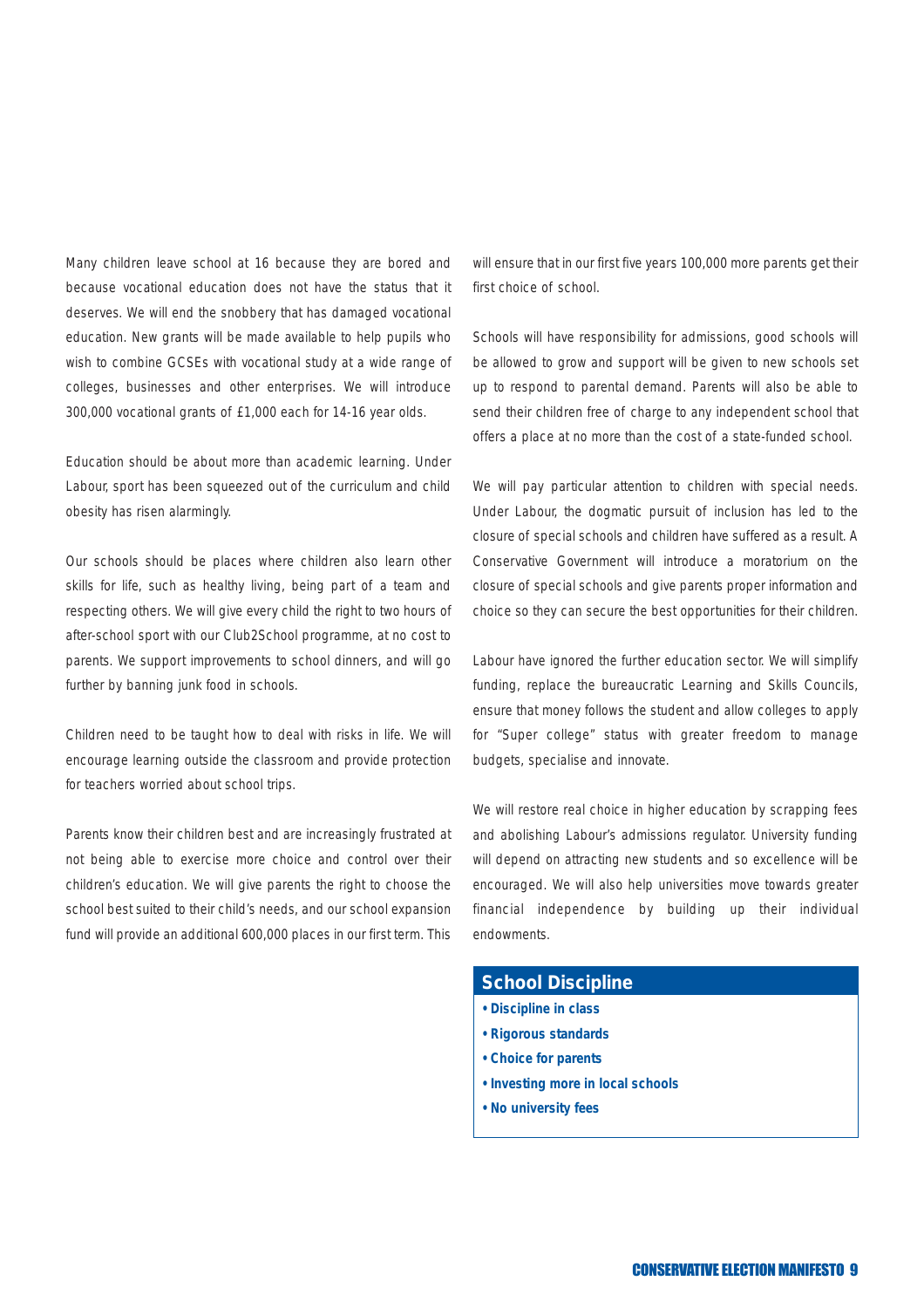Many children leave school at 16 because they are bored and because vocational education does not have the status that it deserves. We will end the snobbery that has damaged vocational education. New grants will be made available to help pupils who wish to combine GCSEs with vocational study at a wide range of colleges, businesses and other enterprises. We will introduce 300,000 vocational grants of £1,000 each for 14-16 year olds.

Education should be about more than academic learning. Under Labour, sport has been squeezed out of the curriculum and child obesity has risen alarmingly.

Our schools should be places where children also learn other skills for life, such as healthy living, being part of a team and respecting others. We will give every child the right to two hours of after-school sport with our Club2School programme, at no cost to parents. We support improvements to school dinners, and will go further by banning junk food in schools.

Children need to be taught how to deal with risks in life. We will encourage learning outside the classroom and provide protection for teachers worried about school trips.

Parents know their children best and are increasingly frustrated at not being able to exercise more choice and control over their children's education. We will give parents the right to choose the school best suited to their child's needs, and our school expansion fund will provide an additional 600,000 places in our first term. This will ensure that in our first five years 100,000 more parents get their first choice of school.

Schools will have responsibility for admissions, good schools will be allowed to grow and support will be given to new schools set up to respond to parental demand. Parents will also be able to send their children free of charge to any independent school that offers a place at no more than the cost of a state-funded school.

We will pay particular attention to children with special needs. Under Labour, the dogmatic pursuit of inclusion has led to the closure of special schools and children have suffered as a result. A Conservative Government will introduce a moratorium on the closure of special schools and give parents proper information and choice so they can secure the best opportunities for their children.

Labour have ignored the further education sector. We will simplify funding, replace the bureaucratic Learning and Skills Councils, ensure that money follows the student and allow colleges to apply for "Super college" status with greater freedom to manage budgets, specialise and innovate.

We will restore real choice in higher education by scrapping fees and abolishing Labour's admissions regulator. University funding will depend on attracting new students and so excellence will be encouraged. We will also help universities move towards greater financial independence by building up their individual endowments.

## School Discipline

- **Discipline in class**
- **Rigorous standards**
- **Choice for parents**
- **Investing more in local schools**
- **No university fees**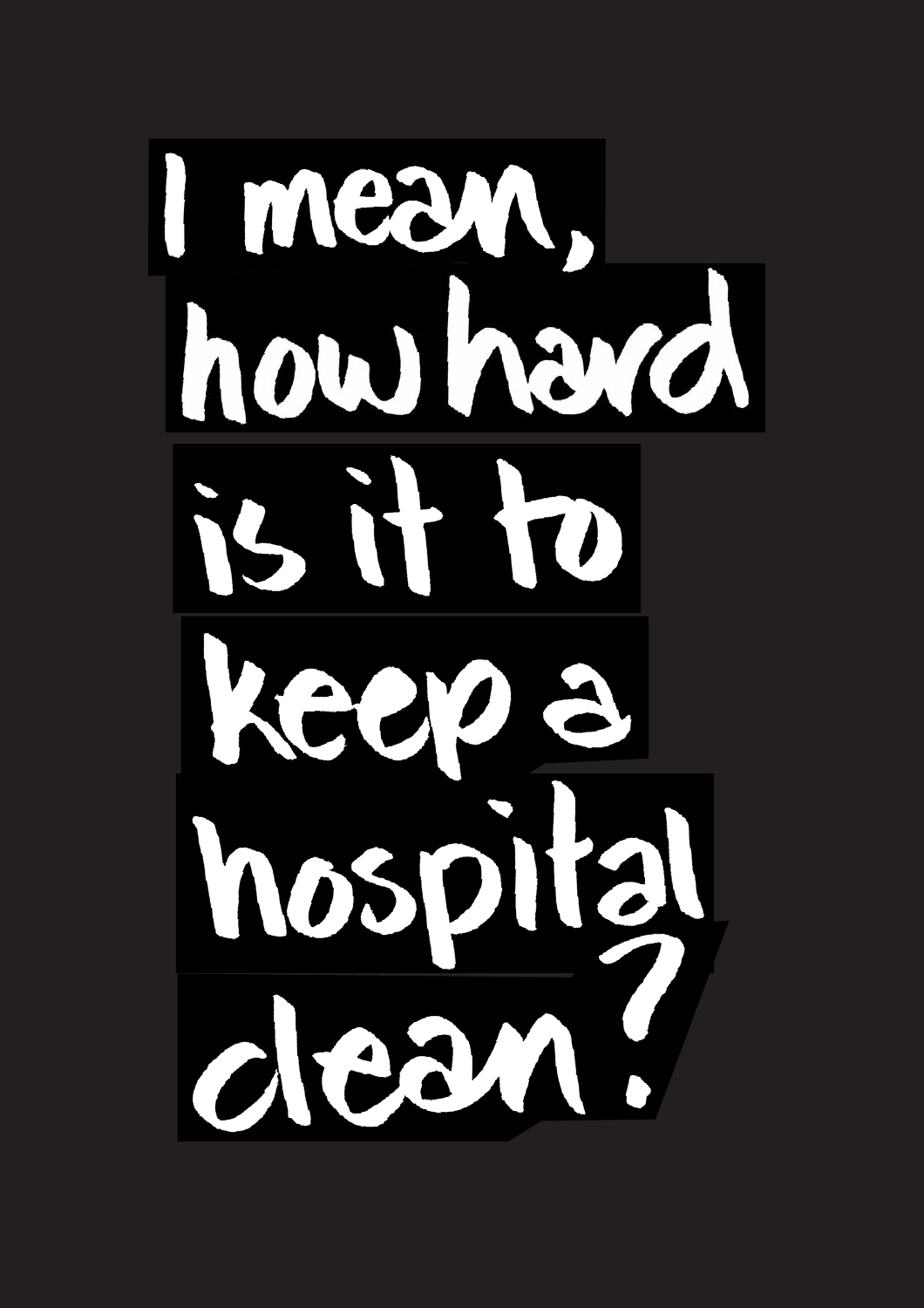I mean, how hard is it to keep a hospital clean?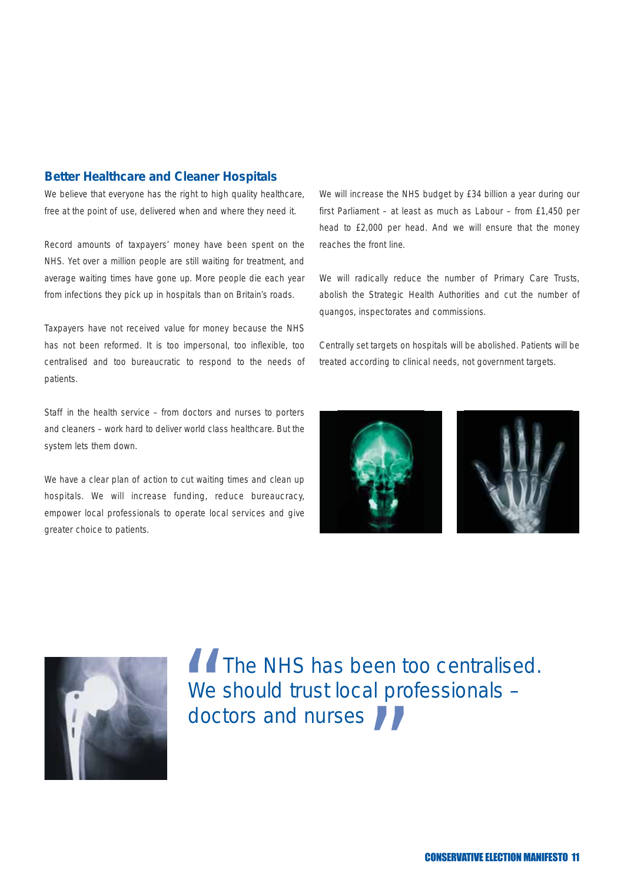## Better Healthcare and Cleaner Hospitals

We believe that everyone has the right to high quality healthcare, free at the point of use, delivered when and where they need it.

Record amounts of taxpayers' money have been spent on the NHS. Yet over a million people are still waiting for treatment, and average waiting times have gone up. More people die each year from infections they pick up in hospitals than on Britain's roads.

Taxpayers have not received value for money because the NHS has not been reformed. It is too impersonal, too inflexible, too centralised and too bureaucratic to respond to the needs of patients.

Staff in the health service – from doctors and nurses to porters and cleaners – work hard to deliver world class healthcare. But the system lets them down.

We have a clear plan of action to cut waiting times and clean up hospitals. We will increase funding, reduce bureaucracy, empower local professionals to operate local services and give greater choice to patients.

We will increase the NHS budget by £34 billion a year during our first Parliament – at least as much as Labour – from £1,450 per head to £2,000 per head. And we will ensure that the money reaches the front line.

We will radically reduce the number of Primary Care Trusts, abolish the Strategic Health Authorities and cut the number of quangos, inspectorates and commissions.

Centrally set targets on hospitals will be abolished. Patients will be treated according to clinical needs, not government targets.

> "The NHS has been too centralised. We should trust local professionals – doctors and nurses"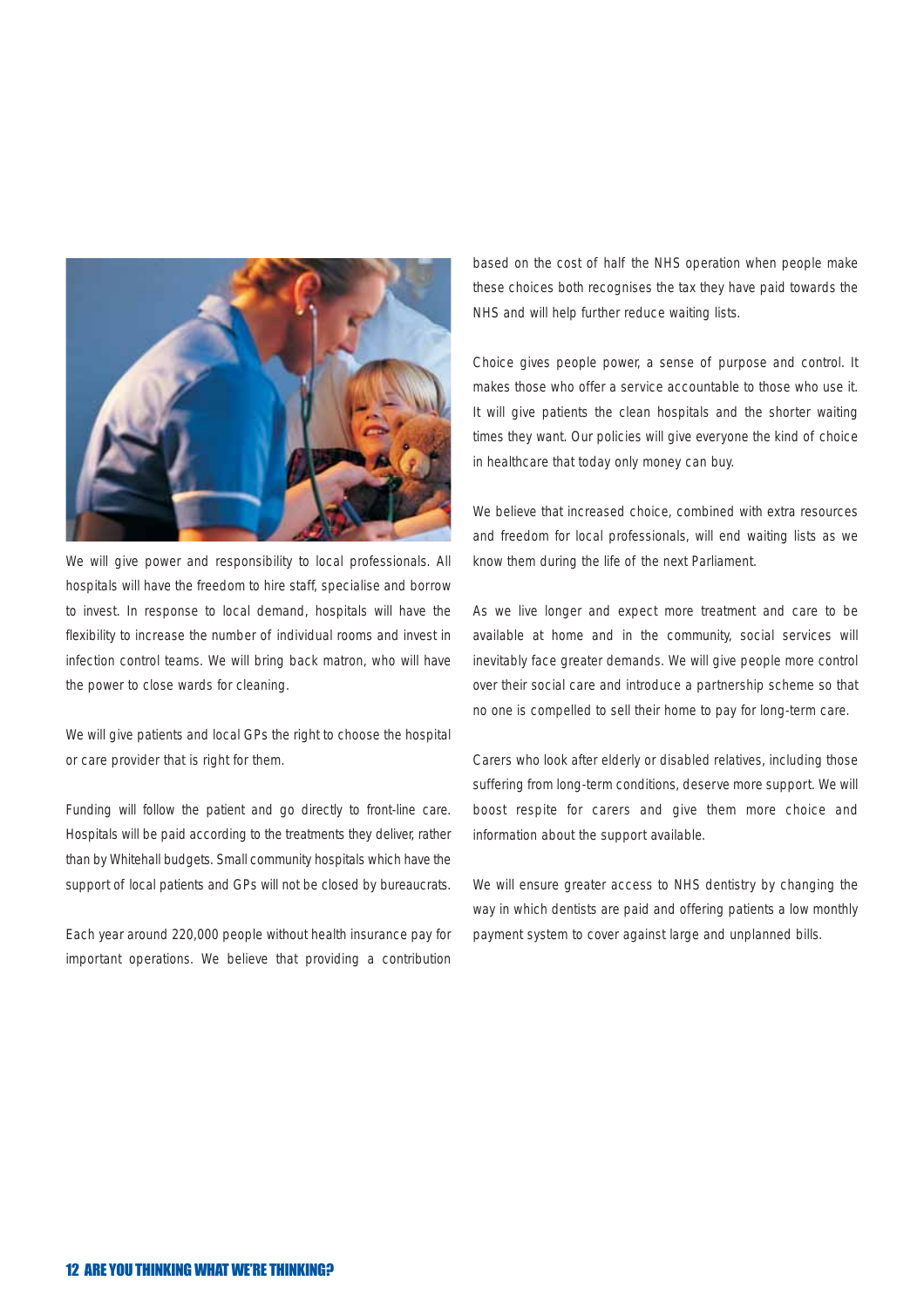We will give power and responsibility to local professionals. All hospitals will have the freedom to hire staff, specialise and borrow to invest. In response to local demand, hospitals will have the flexibility to increase the number of individual rooms and invest in infection control teams. We will bring back matron, who will have the power to close wards for cleaning.

We will give patients and local GPs the right to choose the hospital or care provider that is right for them.

Funding will follow the patient and go directly to front-line care. Hospitals will be paid according to the treatments they deliver, rather than by Whitehall budgets. Small community hospitals which have the support of local patients and GPs will not be closed by bureaucrats.

Each year around 220,000 people without health insurance pay for important operations. We believe that providing a contribution based on the cost of half the NHS operation when people make these choices both recognises the tax they have paid towards the NHS and will help further reduce waiting lists.

Choice gives people power, a sense of purpose and control. It makes those who offer a service accountable to those who use it. It will give patients the clean hospitals and the shorter waiting times they want. Our policies will give everyone the kind of choice in healthcare that today only money can buy.

We believe that increased choice, combined with extra resources and freedom for local professionals, will end waiting lists as we know them during the life of the next Parliament.

As we live longer and expect more treatment and care to be available at home and in the community, social services will inevitably face greater demands. We will give people more control over their social care and introduce a partnership scheme so that no one is compelled to sell their home to pay for long-term care.

Carers who look after elderly or disabled relatives, including those suffering from long-term conditions, deserve more support. We will boost respite for carers and give them more choice and information about the support available.

We will ensure greater access to NHS dentistry by changing the way in which dentists are paid and offering patients a low monthly payment system to cover against large and unplanned bills.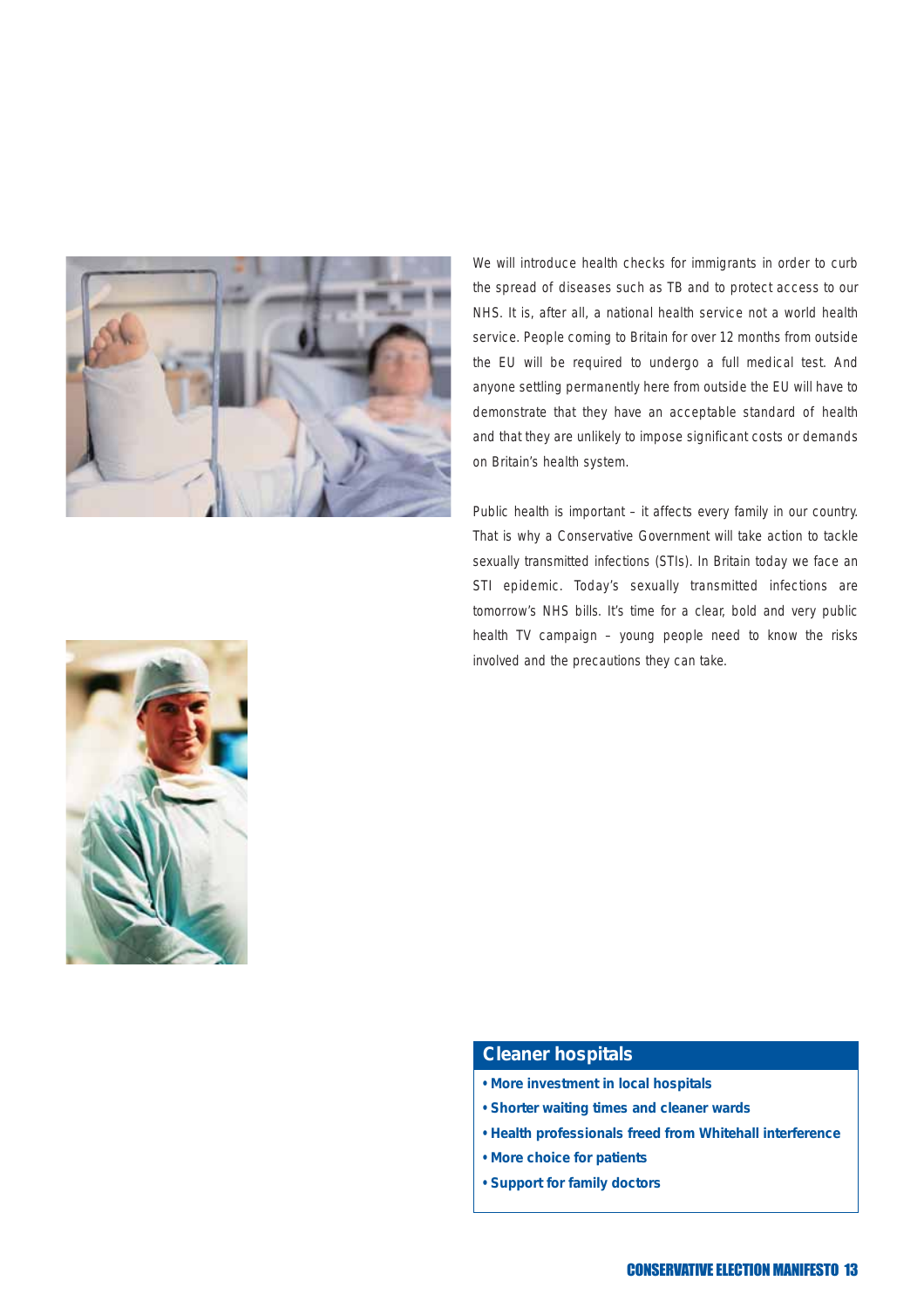We will introduce health checks for immigrants in order to curb the spread of diseases such as TB and to protect access to our NHS. It is, after all, a national health service not a world health service. People coming to Britain for over 12 months from outside the EU will be required to undergo a full medical test. And anyone settling permanently here from outside the EU will have to demonstrate that they have an acceptable standard of health and that they are unlikely to impose significant costs or demands on Britain's health system.

Public health is important – it affects every family in our country. That is why a Conservative Government will take action to tackle sexually transmitted infections (STIs). In Britain today we face an STI epidemic. Today's sexually transmitted infections are tomorrow's NHS bills. It's time for a clear, bold and very public health TV campaign – young people need to know the risks involved and the precautions they can take.

## Cleaner hospitals

- **More investment in local hospitals**
- **Shorter waiting times and cleaner wards**
- **Health professionals freed from Whitehall interference**
- **More choice for patients**
- **Support for family doctors**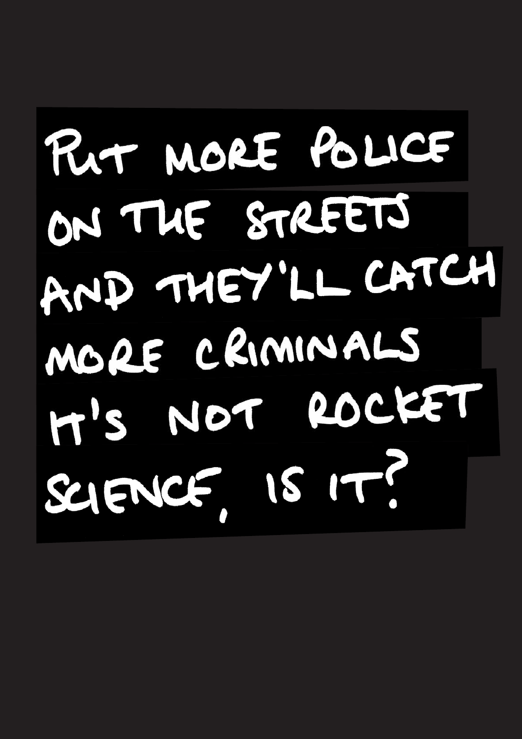PUT MORE POLICE ON THE STREETS AND THEY'LL CATCH MORE CRIMINALS IT'S NOT ROCKET SCIENCE, IS IT?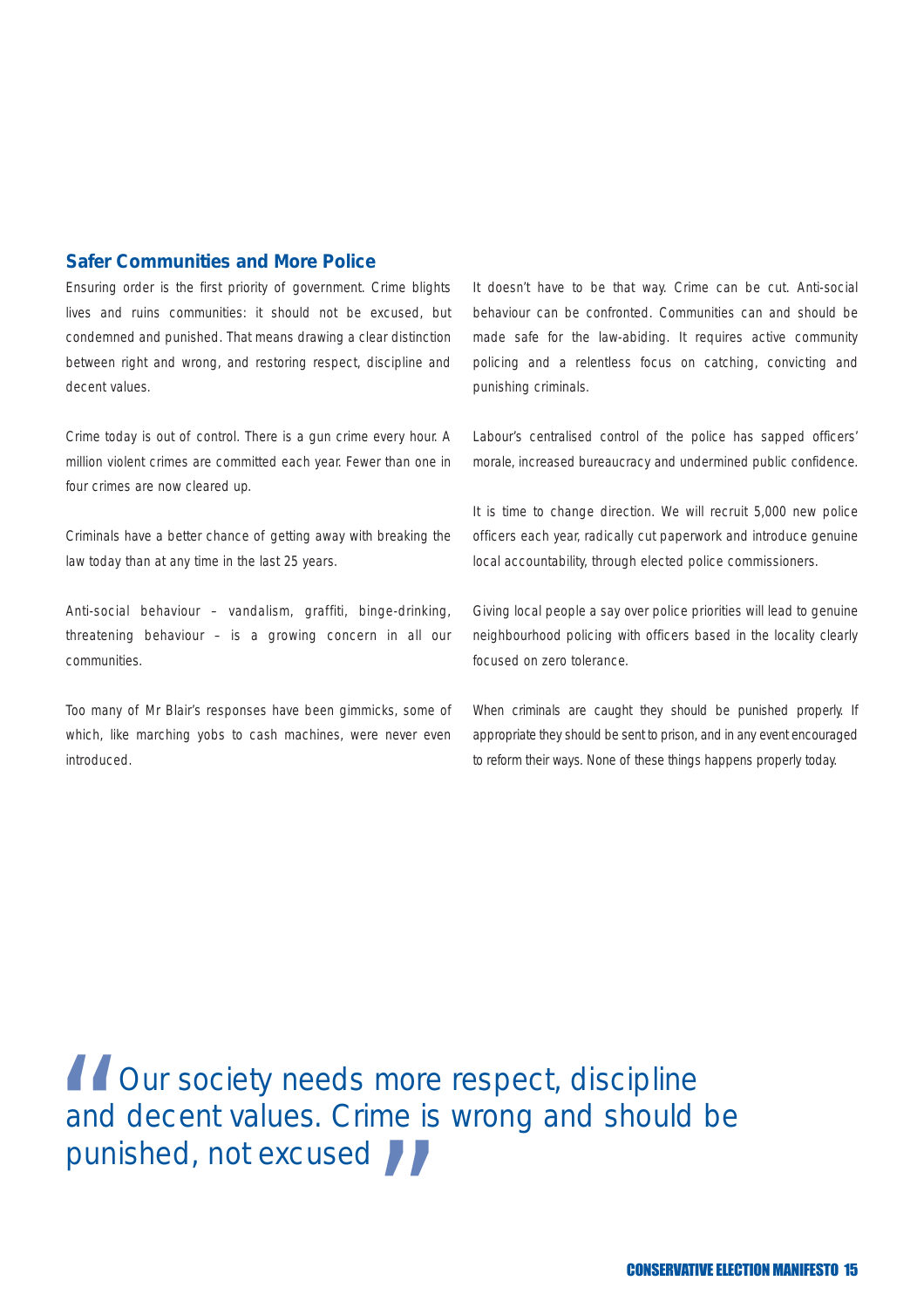## Safer Communities and More Police

Ensuring order is the first priority of government. Crime blights lives and ruins communities: it should not be excused, but condemned and punished. That means drawing a clear distinction between right and wrong, and restoring respect, discipline and decent values.

Crime today is out of control. There is a gun crime every hour. A million violent crimes are committed each year. Fewer than one in four crimes are now cleared up.

Criminals have a better chance of getting away with breaking the law today than at any time in the last 25 years.

Anti-social behaviour – vandalism, graffiti, binge-drinking, threatening behaviour – is a growing concern in all our communities.

Too many of Mr Blair's responses have been gimmicks, some of which, like marching yobs to cash machines, were never even introduced.

It doesn't have to be that way. Crime can be cut. Anti-social behaviour can be confronted. Communities can and should be made safe for the law-abiding. It requires active community policing and a relentless focus on catching, convicting and punishing criminals.

Labour's centralised control of the police has sapped officers' morale, increased bureaucracy and undermined public confidence.

It is time to change direction. We will recruit 5,000 new police officers each year, radically cut paperwork and introduce genuine local accountability, through elected police commissioners.

Giving local people a say over police priorities will lead to genuine neighbourhood policing with officers based in the locality clearly focused on zero tolerance.

When criminals are caught they should be punished properly. If appropriate they should be sent to prison, and in any event encouraged to reform their ways. None of these things happens properly today.

> "Our society needs more respect, discipline and decent values. Crime is wrong and should be punished, not excused"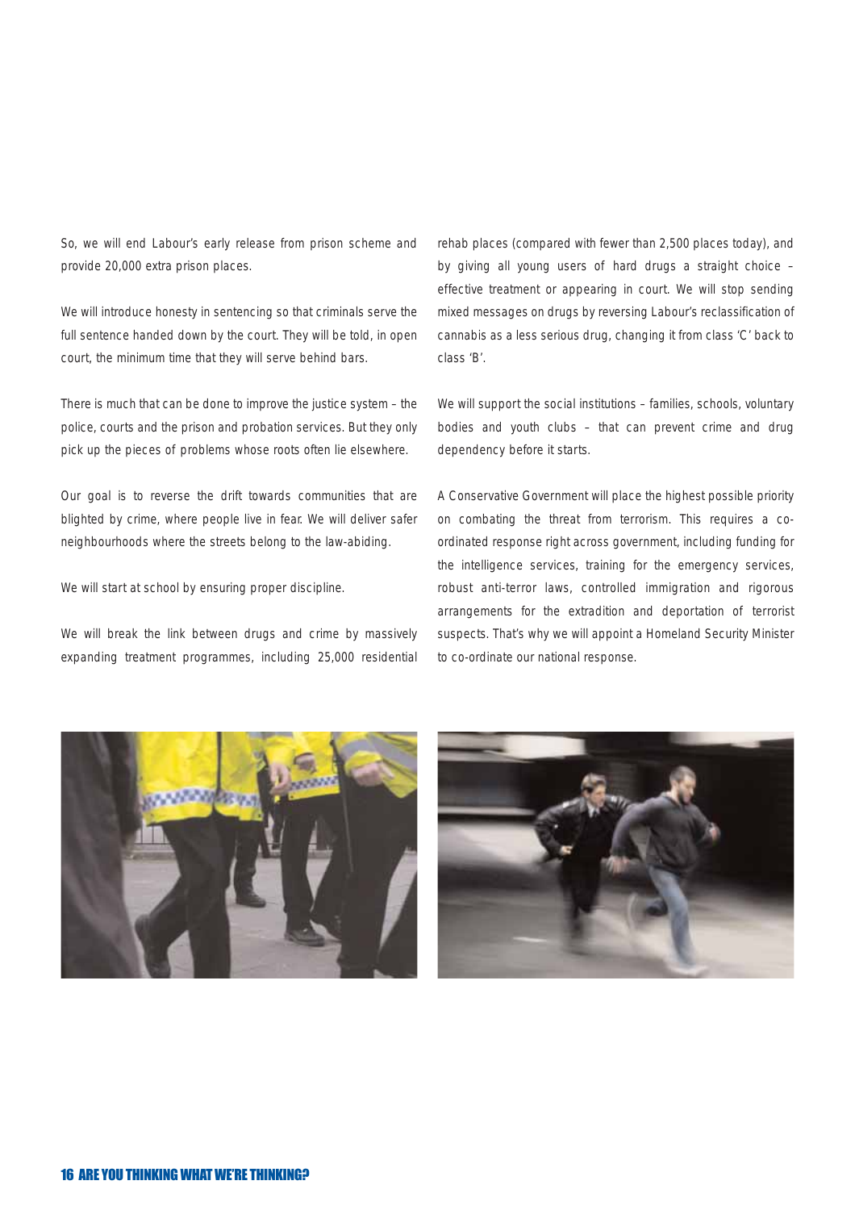So, we will end Labour's early release from prison scheme and provide 20,000 extra prison places.

We will introduce honesty in sentencing so that criminals serve the full sentence handed down by the court. They will be told, in open court, the minimum time that they will serve behind bars.

There is much that can be done to improve the justice system – the police, courts and the prison and probation services. But they only pick up the pieces of problems whose roots often lie elsewhere.

Our goal is to reverse the drift towards communities that are blighted by crime, where people live in fear. We will deliver safer neighbourhoods where the streets belong to the law-abiding.

We will start at school by ensuring proper discipline.

We will break the link between drugs and crime by massively expanding treatment programmes, including 25,000 residential rehab places (compared with fewer than 2,500 places today), and by giving all young users of hard drugs a straight choice – effective treatment or appearing in court. We will stop sending mixed messages on drugs by reversing Labour's reclassification of cannabis as a less serious drug, changing it from class 'C' back to class 'B'.

We will support the social institutions – families, schools, voluntary bodies and youth clubs – that can prevent crime and drug dependency before it starts.

A Conservative Government will place the highest possible priority on combating the threat from terrorism. This requires a co-ordinated response right across government, including funding for the intelligence services, training for the emergency services, robust anti-terror laws, controlled immigration and rigorous arrangements for the extradition and deportation of terrorist suspects. That's why we will appoint a Homeland Security Minister to co-ordinate our national response.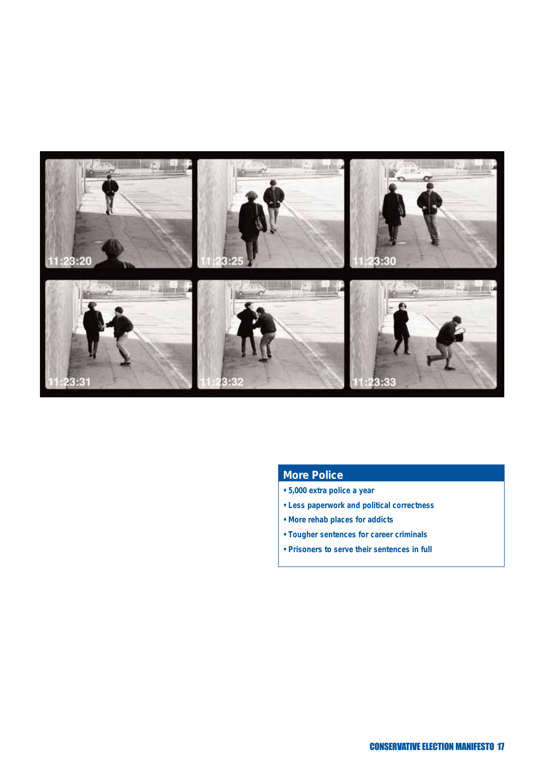## More Police

- 5,000 extra police a year
- Less paperwork and political correctness
- More rehab places for addicts
- Tougher sentences for career criminals
- Prisoners to serve their sentences in full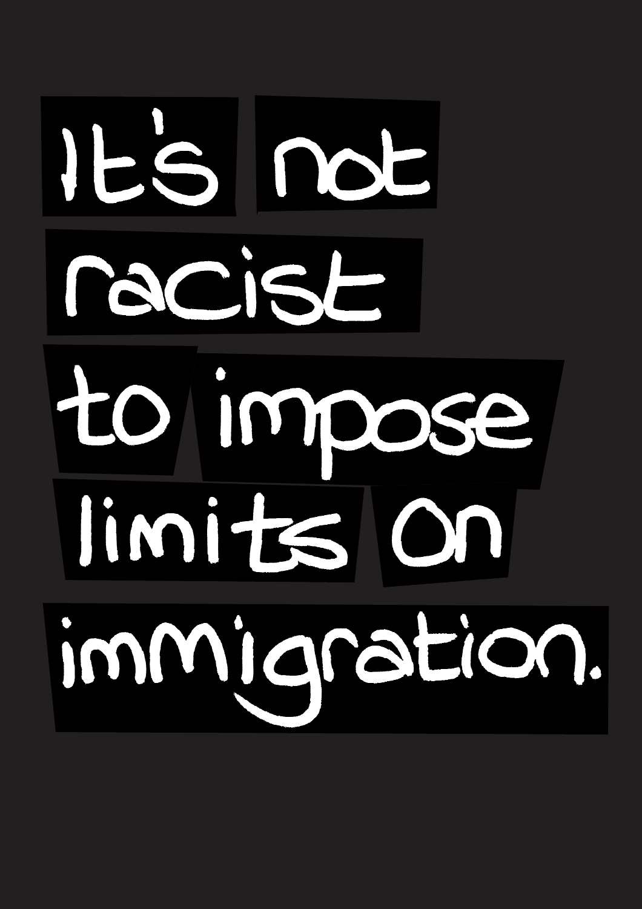It's not racist to impose limits on immigration.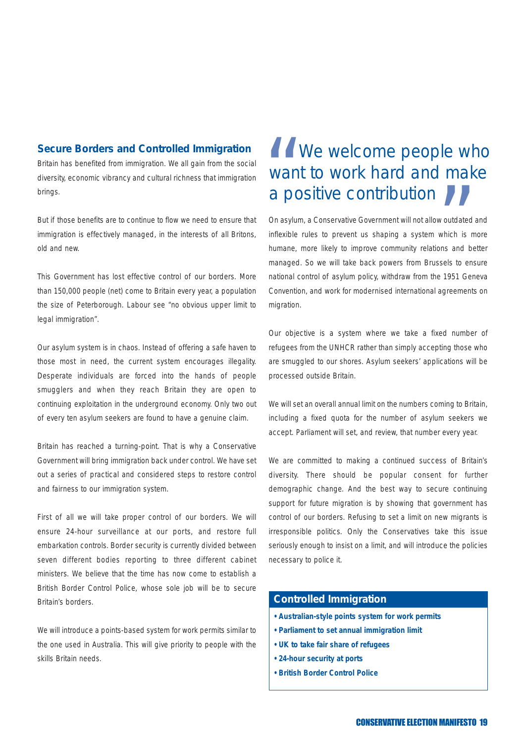## Secure Borders and Controlled Immigration

Britain has benefited from immigration. We all gain from the social diversity, economic vibrancy and cultural richness that immigration brings.

But if those benefits are to continue to flow we need to ensure that immigration is effectively managed, in the interests of all Britons, old and new.

This Government has lost effective control of our borders. More than 150,000 people (net) come to Britain every year, a population the size of Peterborough. Labour see "no obvious upper limit to legal immigration".

Our asylum system is in chaos. Instead of offering a safe haven to those most in need, the current system encourages illegality. Desperate individuals are forced into the hands of people smugglers and when they reach Britain they are open to continuing exploitation in the underground economy. Only two out of every ten asylum seekers are found to have a genuine claim.

Britain has reached a turning-point. That is why a Conservative Government will bring immigration back under control. We have set out a series of practical and considered steps to restore control and fairness to our immigration system.

First of all we will take proper control of our borders. We will ensure 24-hour surveillance at our ports, and restore full embarkation controls. Border security is currently divided between seven different bodies reporting to three different cabinet ministers. We believe that the time has now come to establish a British Border Control Police, whose sole job will be to secure Britain's borders.

We will introduce a points-based system for work permits similar to the one used in Australia. This will give priority to people with the skills Britain needs.

> "We welcome people who want to work hard and make a positive contribution"

On asylum, a Conservative Government will not allow outdated and inflexible rules to prevent us shaping a system which is more humane, more likely to improve community relations and better managed. So we will take back powers from Brussels to ensure national control of asylum policy, withdraw from the 1951 Geneva Convention, and work for modernised international agreements on migration.

Our objective is a system where we take a fixed number of refugees from the UNHCR rather than simply accepting those who are smuggled to our shores. Asylum seekers' applications will be processed outside Britain.

We will set an overall annual limit on the numbers coming to Britain, including a fixed quota for the number of asylum seekers we accept. Parliament will set, and review, that number every year.

We are committed to making a continued success of Britain's diversity. There should be popular consent for further demographic change. And the best way to secure continuing support for future migration is by showing that government has control of our borders. Refusing to set a limit on new migrants is irresponsible politics. Only the Conservatives take this issue seriously enough to insist on a limit, and will introduce the policies necessary to police it.

### Controlled Immigration

- **Australian-style points system for work permits**
- **Parliament to set annual immigration limit**
- **UK to take fair share of refugees**
- **24-hour security at ports**
- **British Border Control Police**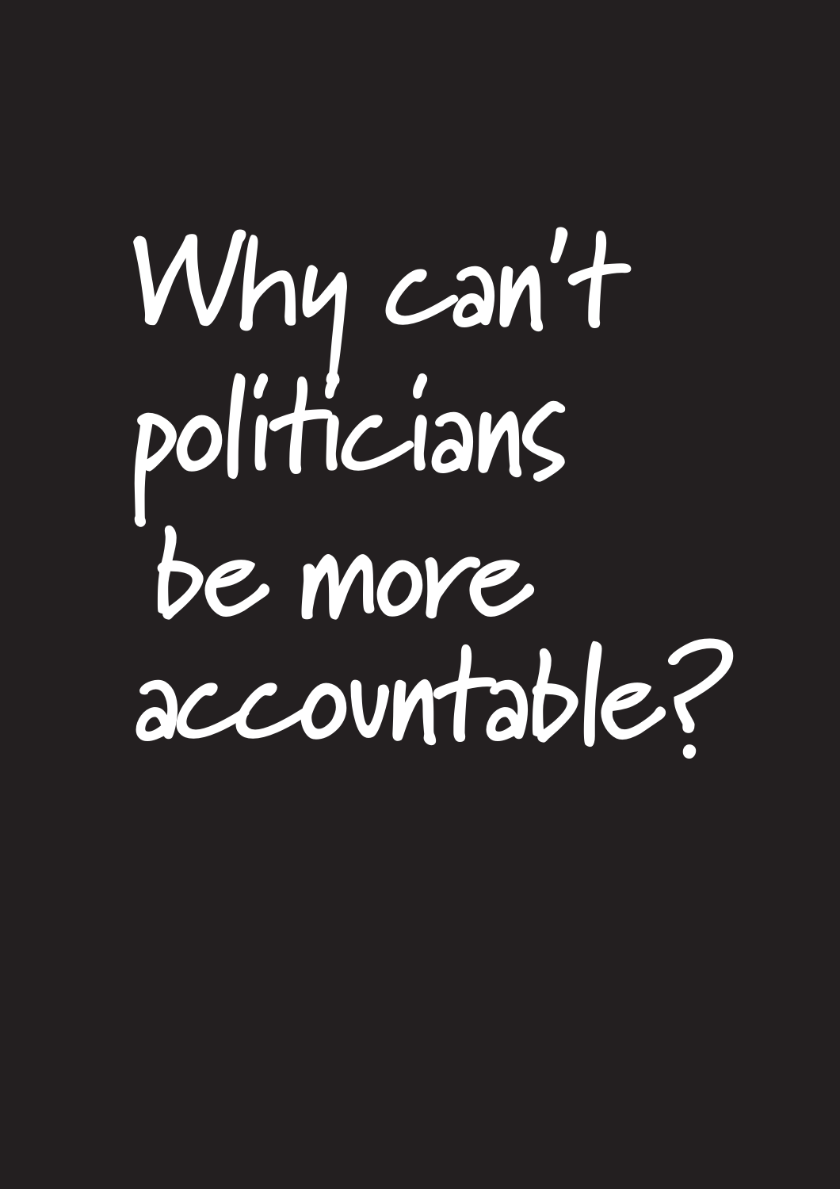# Why can't politicians be more accountable?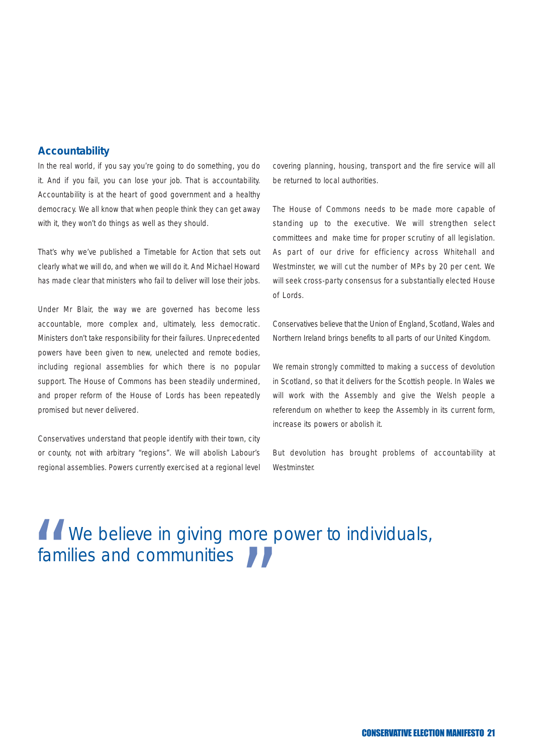## Accountability

In the real world, if you say you're going to do something, you do it. And if you fail, you can lose your job. That is accountability. Accountability is at the heart of good government and a healthy democracy. We all know that when people think they can get away with it, they won't do things as well as they should.

That's why we've published a Timetable for Action that sets out clearly what we will do, and when we will do it. And Michael Howard has made clear that ministers who fail to deliver will lose their jobs.

Under Mr Blair, the way we are governed has become less accountable, more complex and, ultimately, less democratic. Ministers don't take responsibility for their failures. Unprecedented powers have been given to new, unelected and remote bodies, including regional assemblies for which there is no popular support. The House of Commons has been steadily undermined, and proper reform of the House of Lords has been repeatedly promised but never delivered.

Conservatives understand that people identify with their town, city or county, not with arbitrary "regions". We will abolish Labour's regional assemblies. Powers currently exercised at a regional level covering planning, housing, transport and the fire service will all be returned to local authorities.

The House of Commons needs to be made more capable of standing up to the executive. We will strengthen select committees and make time for proper scrutiny of all legislation. As part of our drive for efficiency across Whitehall and Westminster, we will cut the number of MPs by 20 per cent. We will seek cross-party consensus for a substantially elected House of Lords.

Conservatives believe that the Union of England, Scotland, Wales and Northern Ireland brings benefits to all parts of our United Kingdom.

We remain strongly committed to making a success of devolution in Scotland, so that it delivers for the Scottish people. In Wales we will work with the Assembly and give the Welsh people a referendum on whether to keep the Assembly in its current form, increase its powers or abolish it.

But devolution has brought problems of accountability at Westminster.

> "We believe in giving more power to individuals, families and communities"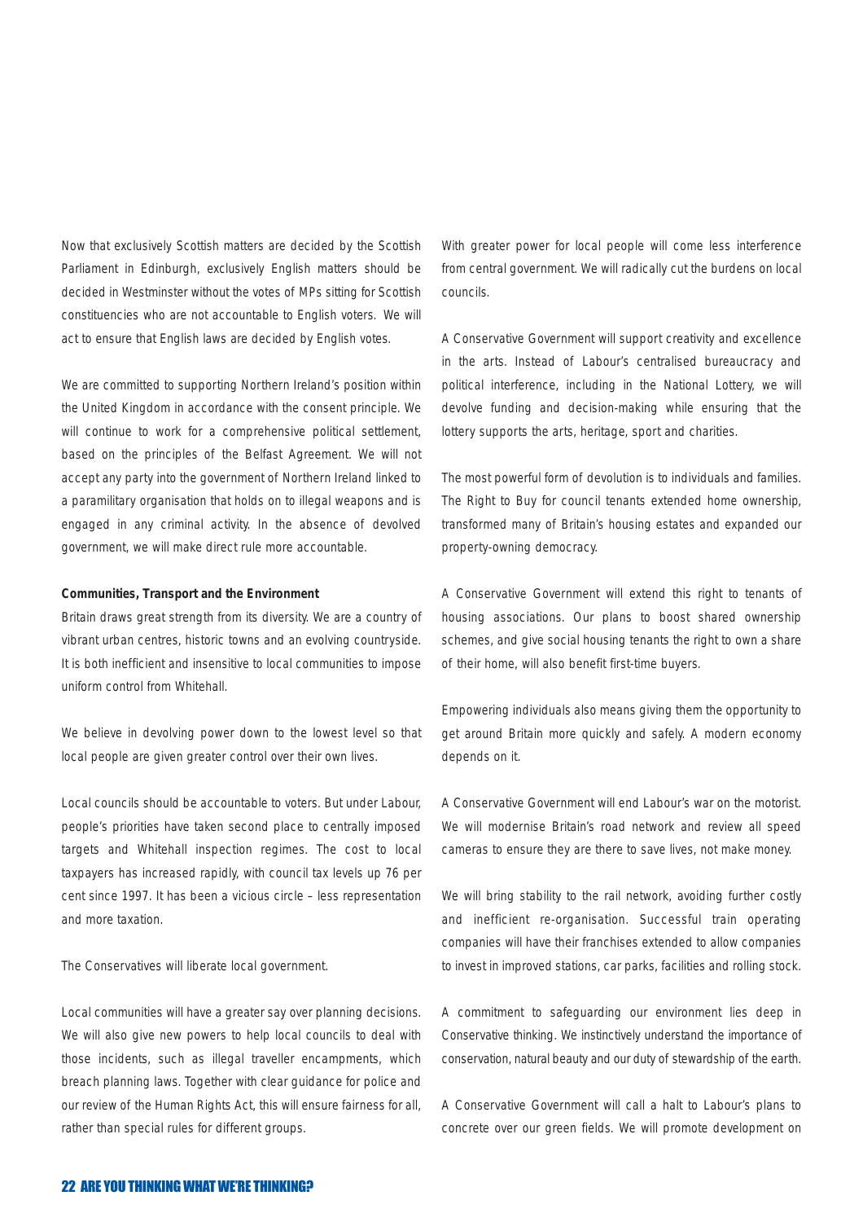Now that exclusively Scottish matters are decided by the Scottish Parliament in Edinburgh, exclusively English matters should be decided in Westminster without the votes of MPs sitting for Scottish constituencies who are not accountable to English voters. We will act to ensure that English laws are decided by English votes.

We are committed to supporting Northern Ireland's position within the United Kingdom in accordance with the consent principle. We will continue to work for a comprehensive political settlement, based on the principles of the Belfast Agreement. We will not accept any party into the government of Northern Ireland linked to a paramilitary organisation that holds on to illegal weapons and is engaged in any criminal activity. In the absence of devolved government, we will make direct rule more accountable.

**Communities, Transport and the Environment**

Britain draws great strength from its diversity. We are a country of vibrant urban centres, historic towns and an evolving countryside. It is both inefficient and insensitive to local communities to impose uniform control from Whitehall.

We believe in devolving power down to the lowest level so that local people are given greater control over their own lives.

Local councils should be accountable to voters. But under Labour, people's priorities have taken second place to centrally imposed targets and Whitehall inspection regimes. The cost to local taxpayers has increased rapidly, with council tax levels up 76 per cent since 1997. It has been a vicious circle – less representation and more taxation.

The Conservatives will liberate local government.

Local communities will have a greater say over planning decisions. We will also give new powers to help local councils to deal with those incidents, such as illegal traveller encampments, which breach planning laws. Together with clear guidance for police and our review of the Human Rights Act, this will ensure fairness for all, rather than special rules for different groups.

With greater power for local people will come less interference from central government. We will radically cut the burdens on local councils.

A Conservative Government will support creativity and excellence in the arts. Instead of Labour's centralised bureaucracy and political interference, including in the National Lottery, we will devolve funding and decision-making while ensuring that the lottery supports the arts, heritage, sport and charities.

The most powerful form of devolution is to individuals and families. The Right to Buy for council tenants extended home ownership, transformed many of Britain's housing estates and expanded our property-owning democracy.

A Conservative Government will extend this right to tenants of housing associations. Our plans to boost shared ownership schemes, and give social housing tenants the right to own a share of their home, will also benefit first-time buyers.

Empowering individuals also means giving them the opportunity to get around Britain more quickly and safely. A modern economy depends on it.

A Conservative Government will end Labour's war on the motorist. We will modernise Britain's road network and review all speed cameras to ensure they are there to save lives, not make money.

We will bring stability to the rail network, avoiding further costly and inefficient re-organisation. Successful train operating companies will have their franchises extended to allow companies to invest in improved stations, car parks, facilities and rolling stock.

A commitment to safeguarding our environment lies deep in Conservative thinking. We instinctively understand the importance of conservation, natural beauty and our duty of stewardship of the earth.

A Conservative Government will call a halt to Labour's plans to concrete over our green fields. We will promote development on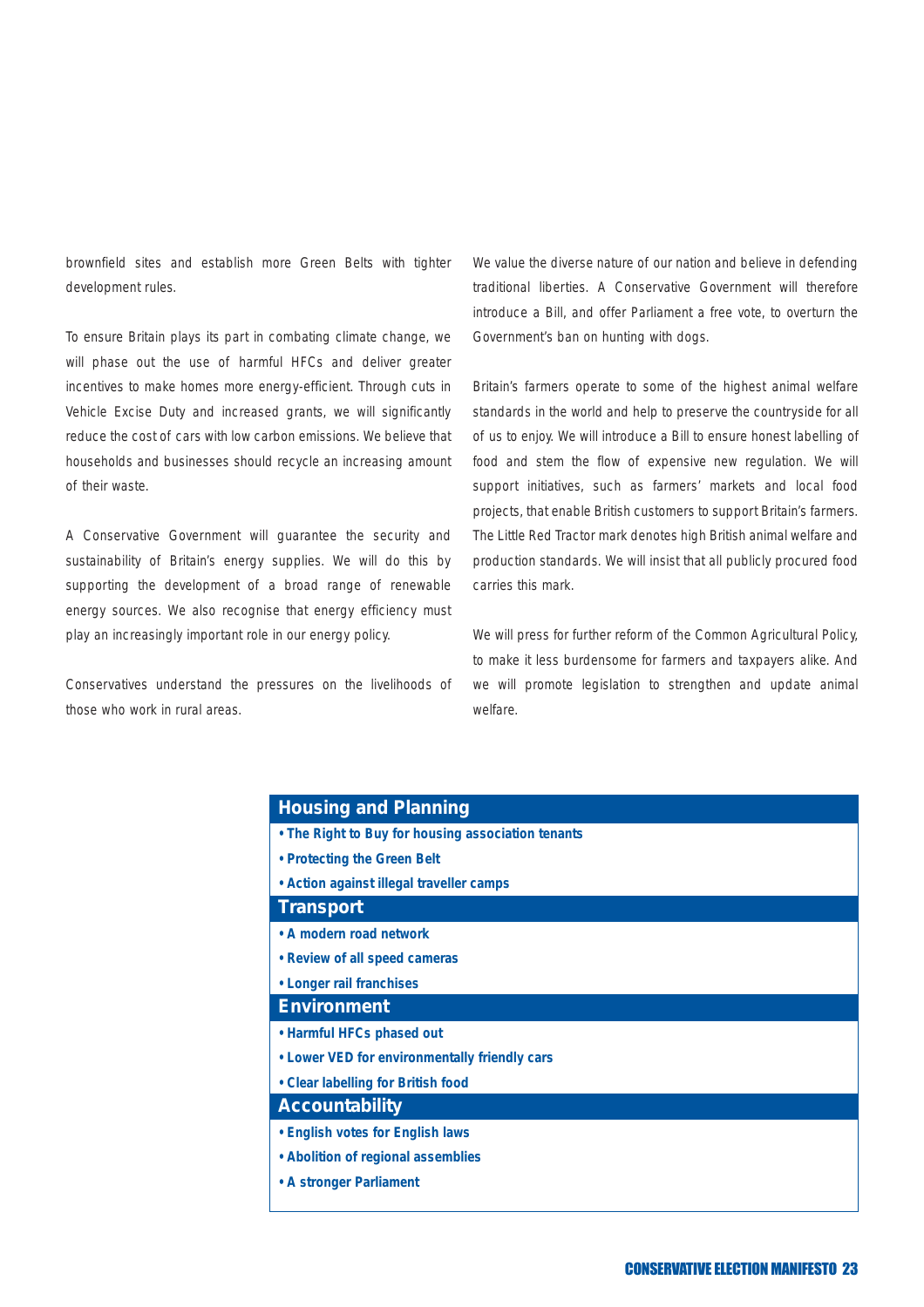brownfield sites and establish more Green Belts with tighter development rules.

To ensure Britain plays its part in combating climate change, we will phase out the use of harmful HFCs and deliver greater incentives to make homes more energy-efficient. Through cuts in Vehicle Excise Duty and increased grants, we will significantly reduce the cost of cars with low carbon emissions. We believe that households and businesses should recycle an increasing amount of their waste.

A Conservative Government will guarantee the security and sustainability of Britain's energy supplies. We will do this by supporting the development of a broad range of renewable energy sources. We also recognise that energy efficiency must play an increasingly important role in our energy policy.

Conservatives understand the pressures on the livelihoods of those who work in rural areas.

We value the diverse nature of our nation and believe in defending traditional liberties. A Conservative Government will therefore introduce a Bill, and offer Parliament a free vote, to overturn the Government's ban on hunting with dogs.

Britain's farmers operate to some of the highest animal welfare standards in the world and help to preserve the countryside for all of us to enjoy. We will introduce a Bill to ensure honest labelling of food and stem the flow of expensive new regulation. We will support initiatives, such as farmers' markets and local food projects, that enable British customers to support Britain's farmers. The Little Red Tractor mark denotes high British animal welfare and production standards. We will insist that all publicly procured food carries this mark.

We will press for further reform of the Common Agricultural Policy, to make it less burdensome for farmers and taxpayers alike. And we will promote legislation to strengthen and update animal welfare.

## Housing and Planning

- **The Right to Buy for housing association tenants**
- **Protecting the Green Belt**
- **Action against illegal traveller camps**

## Transport

- **A modern road network**
- **Review of all speed cameras**
- **Longer rail franchises**

## Environment

- **Harmful HFCs phased out**
- **Lower VED for environmentally friendly cars**
- **Clear labelling for British food**

## Accountability

- **English votes for English laws**
- **Abolition of regional assemblies**
- **A stronger Parliament**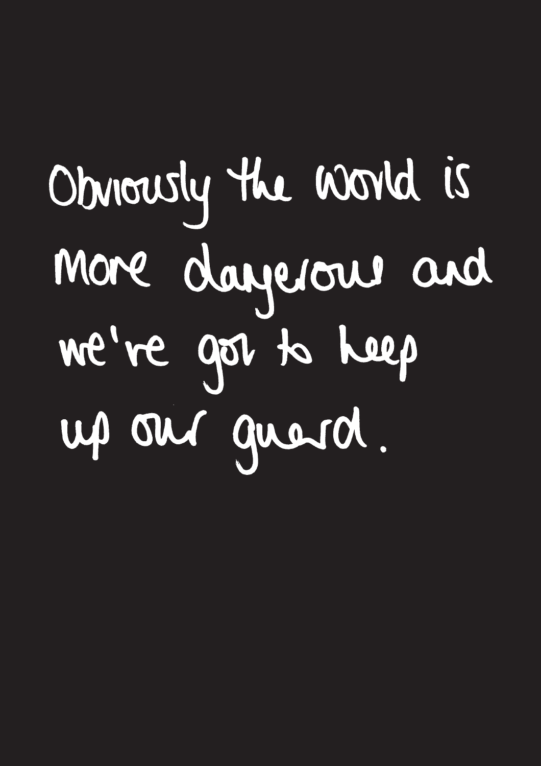Obviously the world is more dangerous and we're got to keep up our guard.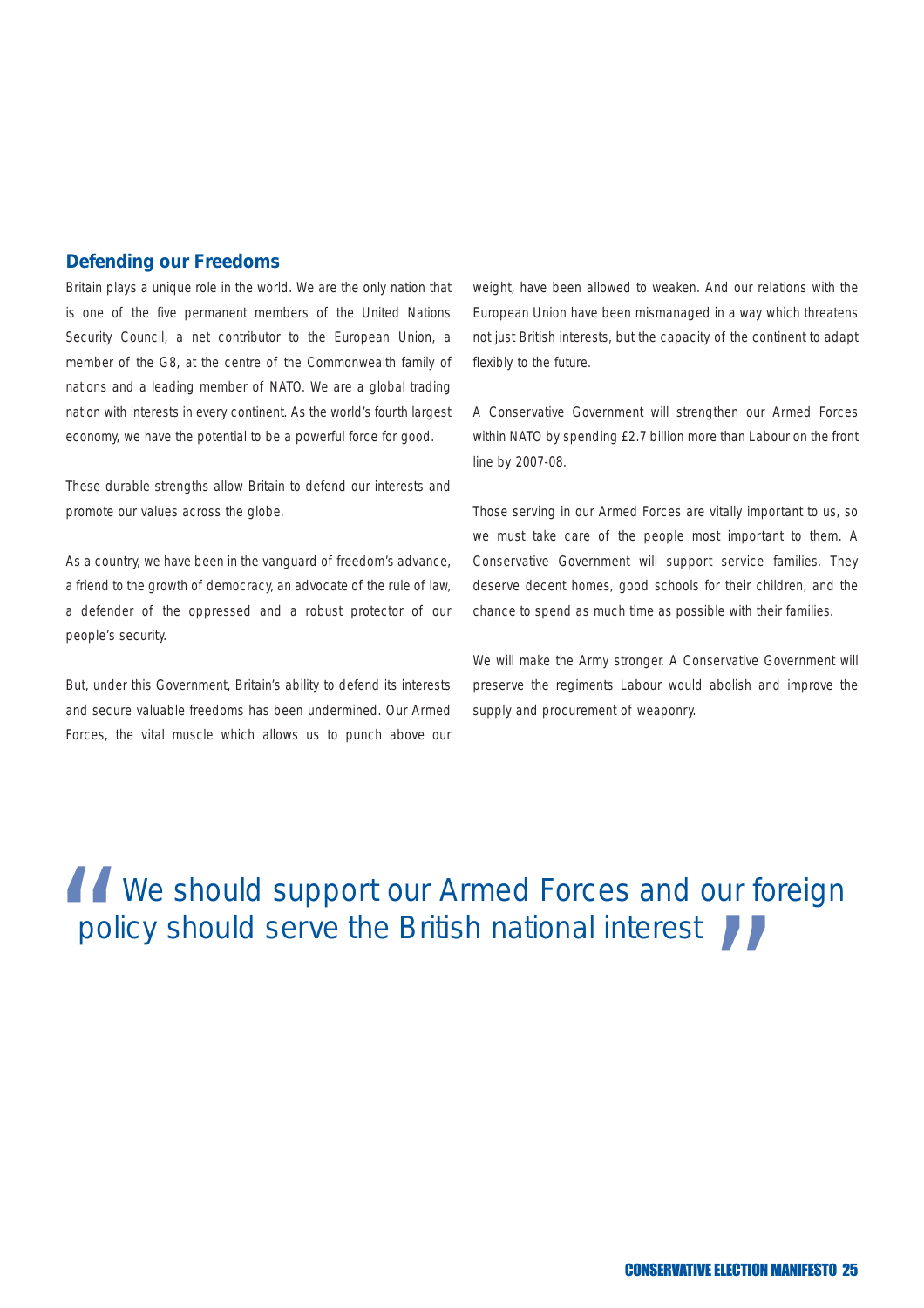## Defending our Freedoms

Britain plays a unique role in the world. We are the only nation that is one of the five permanent members of the United Nations Security Council, a net contributor to the European Union, a member of the G8, at the centre of the Commonwealth family of nations and a leading member of NATO. We are a global trading nation with interests in every continent. As the world's fourth largest economy, we have the potential to be a powerful force for good.

These durable strengths allow Britain to defend our interests and promote our values across the globe.

As a country, we have been in the vanguard of freedom's advance, a friend to the growth of democracy, an advocate of the rule of law, a defender of the oppressed and a robust protector of our people's security.

But, under this Government, Britain's ability to defend its interests and secure valuable freedoms has been undermined. Our Armed Forces, the vital muscle which allows us to punch above our weight, have been allowed to weaken. And our relations with the European Union have been mismanaged in a way which threatens not just British interests, but the capacity of the continent to adapt flexibly to the future.

A Conservative Government will strengthen our Armed Forces within NATO by spending £2.7 billion more than Labour on the front line by 2007-08.

Those serving in our Armed Forces are vitally important to us, so we must take care of the people most important to them. A Conservative Government will support service families. They deserve decent homes, good schools for their children, and the chance to spend as much time as possible with their families.

We will make the Army stronger. A Conservative Government will preserve the regiments Labour would abolish and improve the supply and procurement of weaponry.

> "We should support our Armed Forces and our foreign policy should serve the British national interest"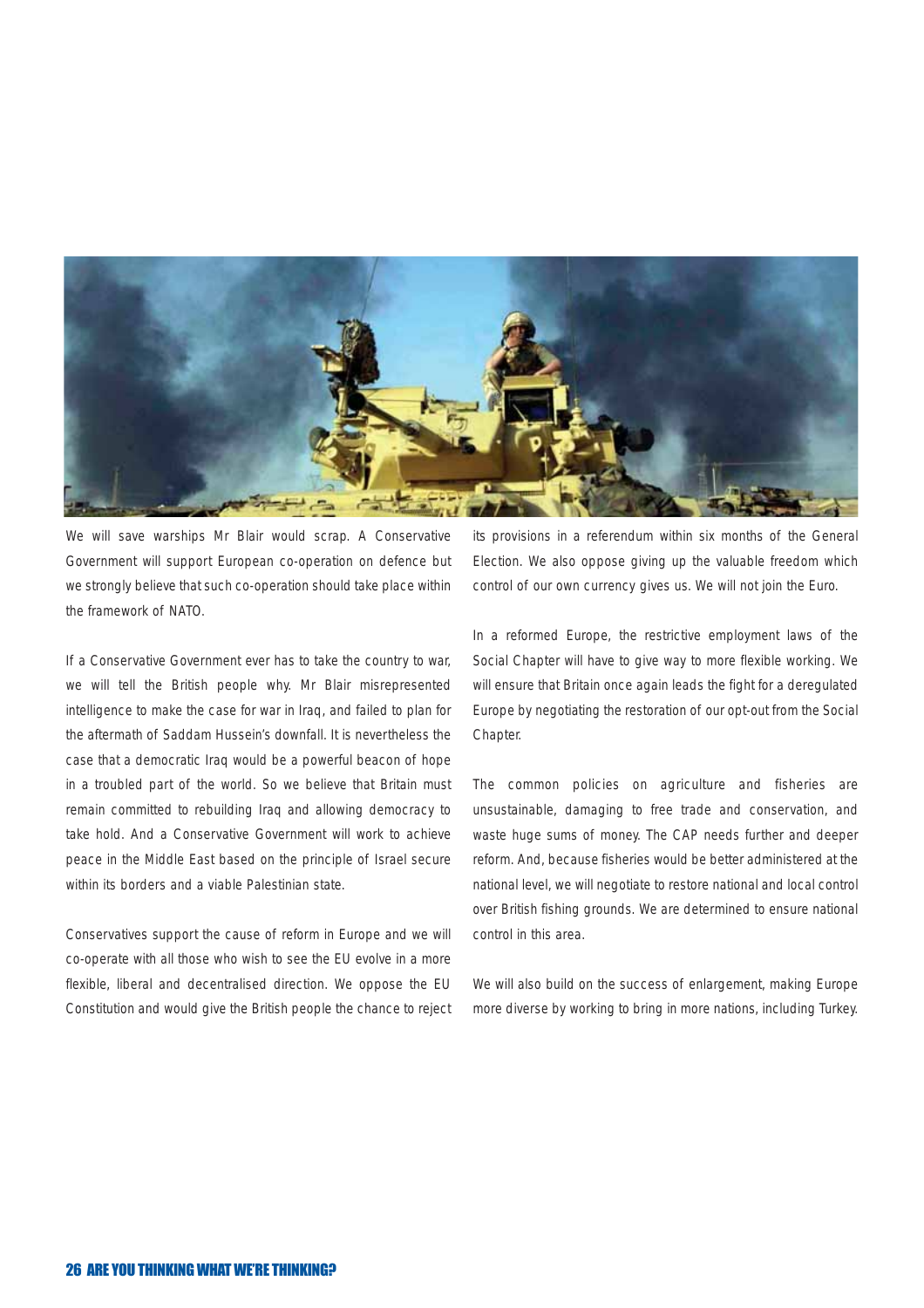We will save warships Mr Blair would scrap. A Conservative Government will support European co-operation on defence but we strongly believe that such co-operation should take place within the framework of NATO.

If a Conservative Government ever has to take the country to war, we will tell the British people why. Mr Blair misrepresented intelligence to make the case for war in Iraq, and failed to plan for the aftermath of Saddam Hussein's downfall. It is nevertheless the case that a democratic Iraq would be a powerful beacon of hope in a troubled part of the world. So we believe that Britain must remain committed to rebuilding Iraq and allowing democracy to take hold. And a Conservative Government will work to achieve peace in the Middle East based on the principle of Israel secure within its borders and a viable Palestinian state.

Conservatives support the cause of reform in Europe and we will co-operate with all those who wish to see the EU evolve in a more flexible, liberal and decentralised direction. We oppose the EU Constitution and would give the British people the chance to reject its provisions in a referendum within six months of the General Election. We also oppose giving up the valuable freedom which control of our own currency gives us. We will not join the Euro.

In a reformed Europe, the restrictive employment laws of the Social Chapter will have to give way to more flexible working. We will ensure that Britain once again leads the fight for a deregulated Europe by negotiating the restoration of our opt-out from the Social Chapter.

The common policies on agriculture and fisheries are unsustainable, damaging to free trade and conservation, and waste huge sums of money. The CAP needs further and deeper reform. And, because fisheries would be better administered at the national level, we will negotiate to restore national and local control over British fishing grounds. We are determined to ensure national control in this area.

We will also build on the success of enlargement, making Europe more diverse by working to bring in more nations, including Turkey.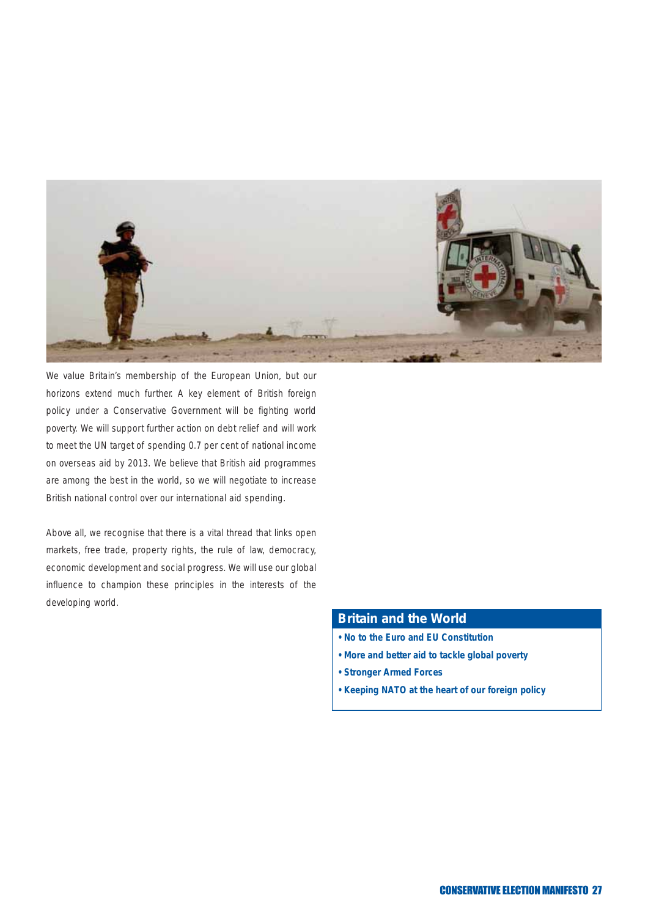We value Britain's membership of the European Union, but our horizons extend much further. A key element of British foreign policy under a Conservative Government will be fighting world poverty. We will support further action on debt relief and will work to meet the UN target of spending 0.7 per cent of national income on overseas aid by 2013. We believe that British aid programmes are among the best in the world, so we will negotiate to increase British national control over our international aid spending.

Above all, we recognise that there is a vital thread that links open markets, free trade, property rights, the rule of law, democracy, economic development and social progress. We will use our global influence to champion these principles in the interests of the developing world.

## Britain and the World

- **No to the Euro and EU Constitution**
- **More and better aid to tackle global poverty**
- **Stronger Armed Forces**
- **Keeping NATO at the heart of our foreign policy**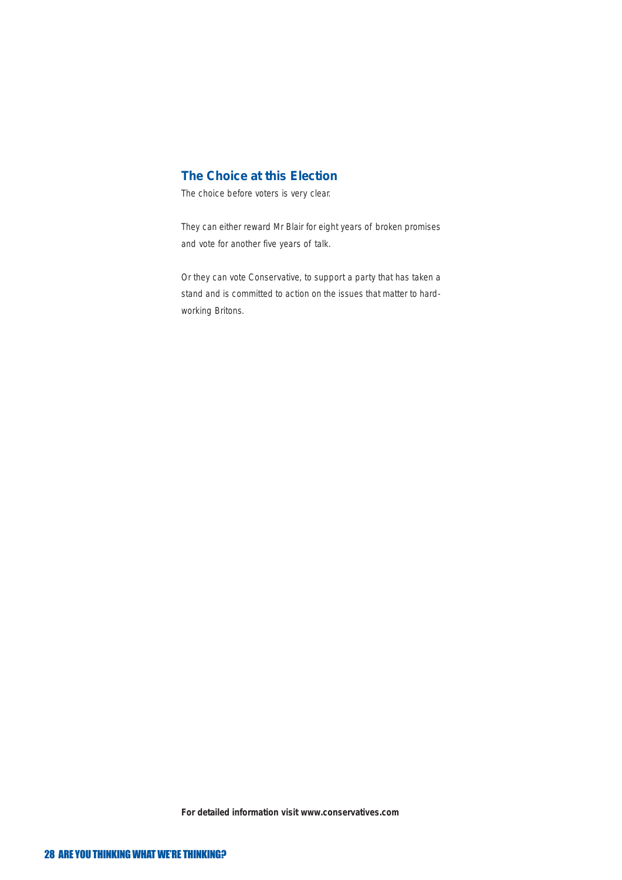## The Choice at this Election

The choice before voters is very clear.

They can either reward Mr Blair for eight years of broken promises and vote for another five years of talk.

Or they can vote Conservative, to support a party that has taken a stand and is committed to action on the issues that matter to hard-working Britons.

**For detailed information visit www.conservatives.com**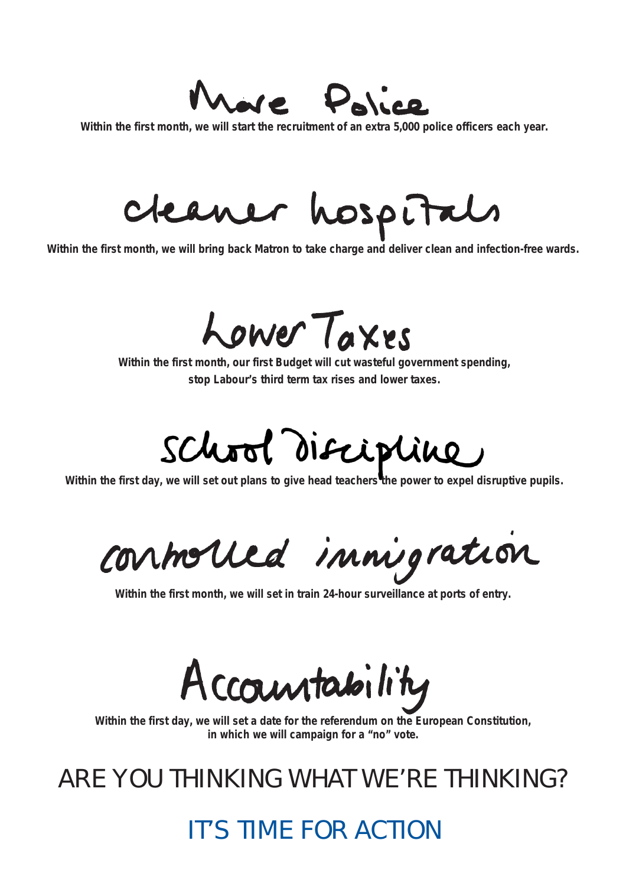## More Police

**Within the first month, we will start the recruitment of an extra 5,000 police officers each year.**

## cleaner hospitals

**Within the first month, we will bring back Matron to take charge and deliver clean and infection-free wards.**

## Lower Taxes

**Within the first month, our first Budget will cut wasteful government spending, stop Labour's third term tax rises and lower taxes.**

## School Discipline

**Within the first day, we will set out plans to give head teachers the power to expel disruptive pupils.**

## controlled immigration

**Within the first month, we will set in train 24-hour surveillance at ports of entry.**

## Accountability

**Within the first day, we will set a date for the referendum on the European Constitution, in which we will campaign for a "no" vote.**

# ARE YOU THINKING WHAT WE'RE THINKING?

# IT'S TIME FOR ACTION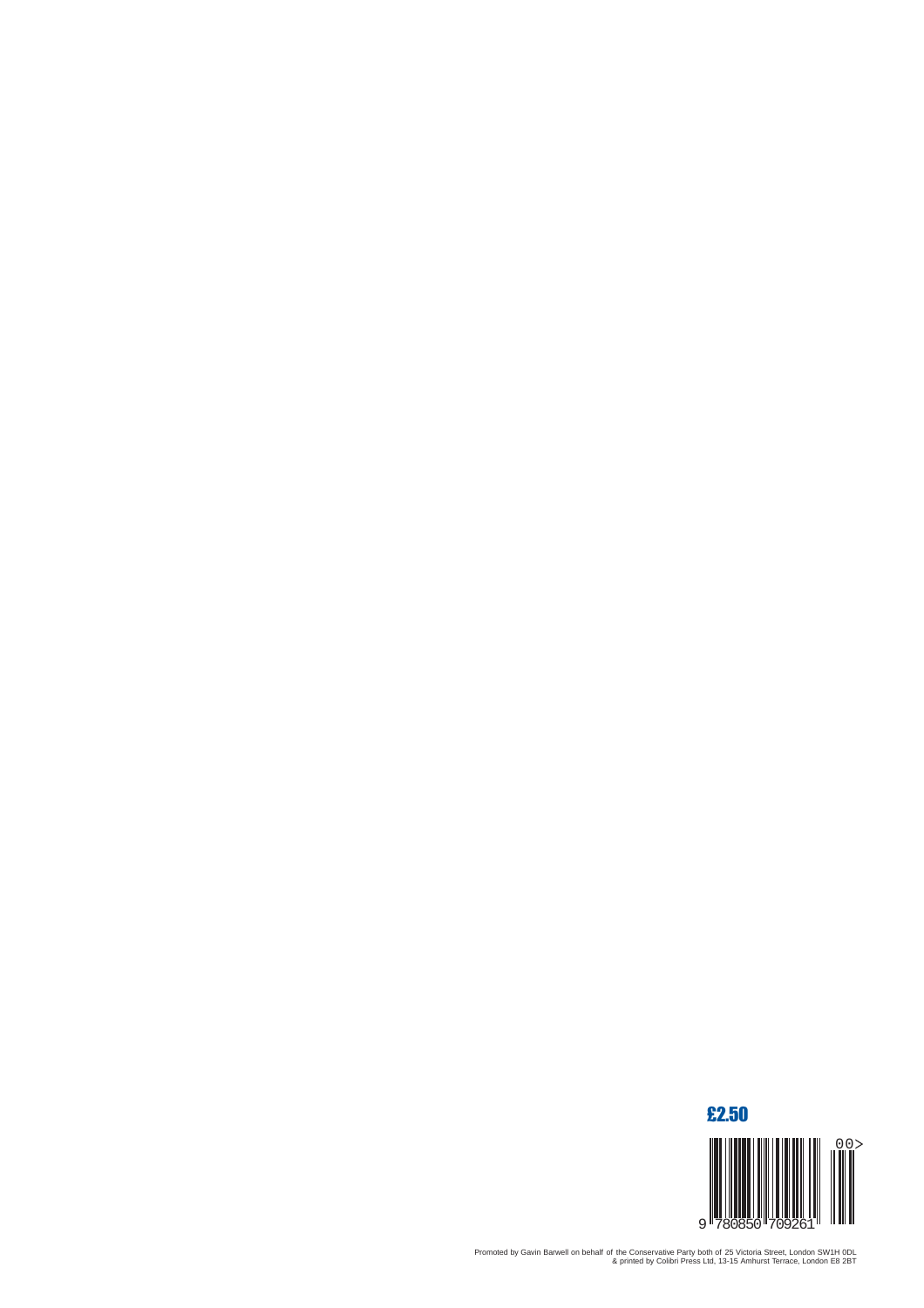£2.50

9 780850 709261

Promoted by Gavin Barwell on behalf of the Conservative Party both of 25 Victoria Street, London SW1H 0DL
& printed by Colibri Press Ltd, 13-15 Amhurst Terrace, London E8 2BT